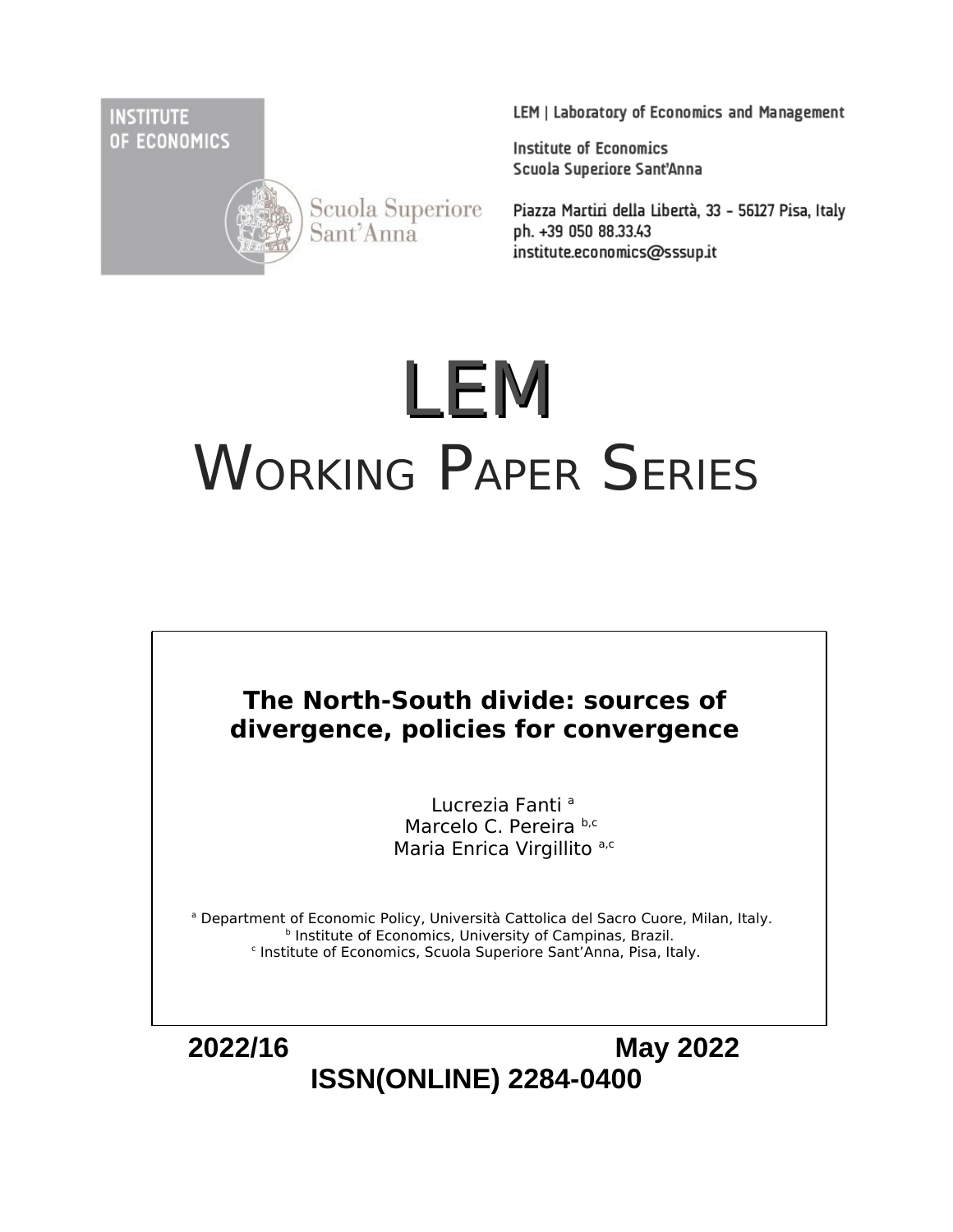INSTITUTE OF ECONOMICS

Scuola Superiore Sant'Anna

LEM | Laboratory of Economics and Management

Institute of Economics
Scuola Superiore Sant'Anna

Piazza Martiri della Libertà, 33 - 56127 Pisa, Italy
ph. +39 050 88.33.43
institute.economics@sssup.it

# LEM
# WORKING PAPER SERIES

## The North-South divide: sources of divergence, policies for convergence

Lucrezia Fanti [a]
Marcelo C. Pereira [b,c]
Maria Enrica Virgillito [a,c]

[a] Department of Economic Policy, Università Cattolica del Sacro Cuore, Milan, Italy.
[b] Institute of Economics, University of Campinas, Brazil.
[c] Institute of Economics, Scuola Superiore Sant'Anna, Pisa, Italy.

**2022/16** **May 2022**

**ISSN(ONLINE) 2284-0400**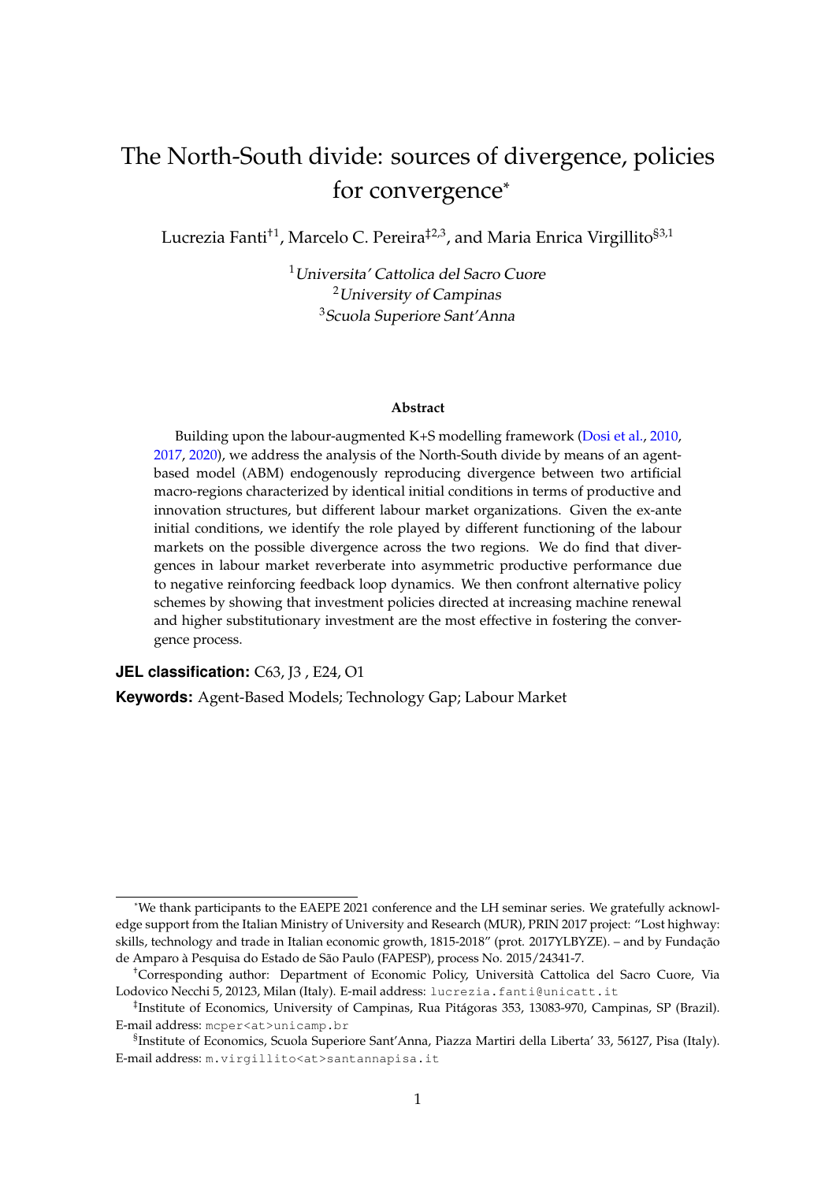# The North-South divide: sources of divergence, policies for convergence*

Lucrezia Fanti[†1], Marcelo C. Pereira[‡2,3], and Maria Enrica Virgillito[§3,1]

[1]*Universita' Cattolica del Sacro Cuore*
[2]*University of Campinas*
[3]*Scuola Superiore Sant'Anna*

**Abstract**

Building upon the labour-augmented K+S modelling framework (Dosi et al., 2010, 2017, 2020), we address the analysis of the North-South divide by means of an agent-based model (ABM) endogenously reproducing divergence between two artificial macro-regions characterized by identical initial conditions in terms of productive and innovation structures, but different labour market organizations. Given the ex-ante initial conditions, we identify the role played by different functioning of the labour markets on the possible divergence across the two regions. We do find that divergences in labour market reverberate into asymmetric productive performance due to negative reinforcing feedback loop dynamics. We then confront alternative policy schemes by showing that investment policies directed at increasing machine renewal and higher substitutionary investment are the most effective in fostering the convergence process.

**JEL classification:** C63, J3 , E24, O1

**Keywords:** Agent-Based Models; Technology Gap; Labour Market

---

*We thank participants to the EAEPE 2021 conference and the LH seminar series. We gratefully acknowledge support from the Italian Ministry of University and Research (MUR), PRIN 2017 project: "Lost highway: skills, technology and trade in Italian economic growth, 1815-2018" (prot. 2017YLBYZE). – and by Fundação de Amparo à Pesquisa do Estado de São Paulo (FAPESP), process No. 2015/24341-7.

†Corresponding author: Department of Economic Policy, Università Cattolica del Sacro Cuore, Via Lodovico Necchi 5, 20123, Milan (Italy). E-mail address: lucrezia.fanti@unicatt.it

‡Institute of Economics, University of Campinas, Rua Pitágoras 353, 13083-970, Campinas, SP (Brazil). E-mail address: mcper<at>unicamp.br

§Institute of Economics, Scuola Superiore Sant'Anna, Piazza Martiri della Liberta' 33, 56127, Pisa (Italy). E-mail address: m.virgillito<at>santannapisa.it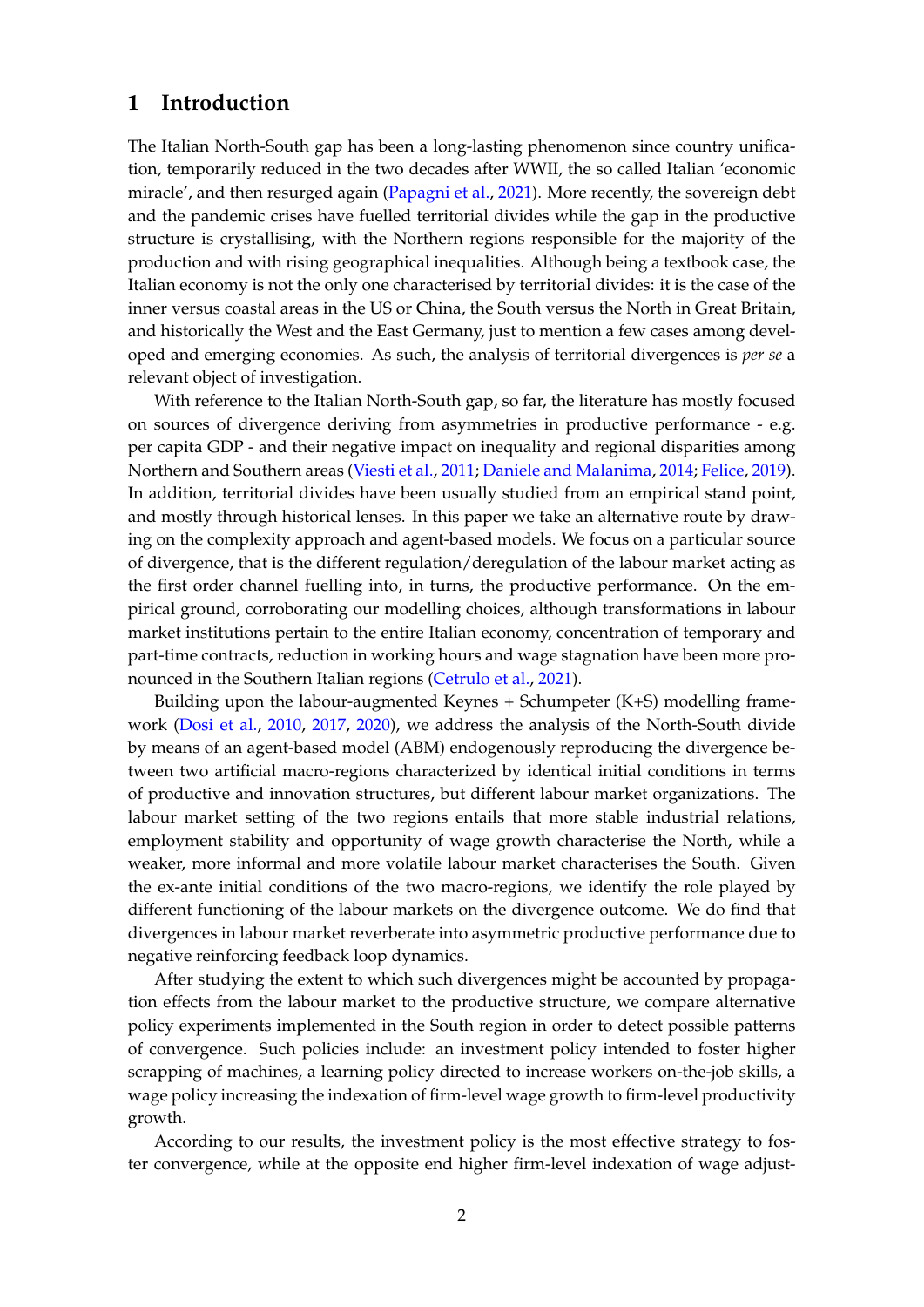# 1 Introduction

The Italian North-South gap has been a long-lasting phenomenon since country unification, temporarily reduced in the two decades after WWII, the so called Italian 'economic miracle', and then resurged again (Papagni et al., 2021). More recently, the sovereign debt and the pandemic crises have fuelled territorial divides while the gap in the productive structure is crystallising, with the Northern regions responsible for the majority of the production and with rising geographical inequalities. Although being a textbook case, the Italian economy is not the only one characterised by territorial divides: it is the case of the inner versus coastal areas in the US or China, the South versus the North in Great Britain, and historically the West and the East Germany, just to mention a few cases among developed and emerging economies. As such, the analysis of territorial divergences is *per se* a relevant object of investigation.

With reference to the Italian North-South gap, so far, the literature has mostly focused on sources of divergence deriving from asymmetries in productive performance - e.g. per capita GDP - and their negative impact on inequality and regional disparities among Northern and Southern areas (Viesti et al., 2011; Daniele and Malanima, 2014; Felice, 2019). In addition, territorial divides have been usually studied from an empirical stand point, and mostly through historical lenses. In this paper we take an alternative route by drawing on the complexity approach and agent-based models. We focus on a particular source of divergence, that is the different regulation/deregulation of the labour market acting as the first order channel fuelling into, in turns, the productive performance. On the empirical ground, corroborating our modelling choices, although transformations in labour market institutions pertain to the entire Italian economy, concentration of temporary and part-time contracts, reduction in working hours and wage stagnation have been more pronounced in the Southern Italian regions (Cetrulo et al., 2021).

Building upon the labour-augmented Keynes + Schumpeter (K+S) modelling framework (Dosi et al., 2010, 2017, 2020), we address the analysis of the North-South divide by means of an agent-based model (ABM) endogenously reproducing the divergence between two artificial macro-regions characterized by identical initial conditions in terms of productive and innovation structures, but different labour market organizations. The labour market setting of the two regions entails that more stable industrial relations, employment stability and opportunity of wage growth characterise the North, while a weaker, more informal and more volatile labour market characterises the South. Given the ex-ante initial conditions of the two macro-regions, we identify the role played by different functioning of the labour markets on the divergence outcome. We do find that divergences in labour market reverberate into asymmetric productive performance due to negative reinforcing feedback loop dynamics.

After studying the extent to which such divergences might be accounted by propagation effects from the labour market to the productive structure, we compare alternative policy experiments implemented in the South region in order to detect possible patterns of convergence. Such policies include: an investment policy intended to foster higher scrapping of machines, a learning policy directed to increase workers on-the-job skills, a wage policy increasing the indexation of firm-level wage growth to firm-level productivity growth.

According to our results, the investment policy is the most effective strategy to foster convergence, while at the opposite end higher firm-level indexation of wage adjust-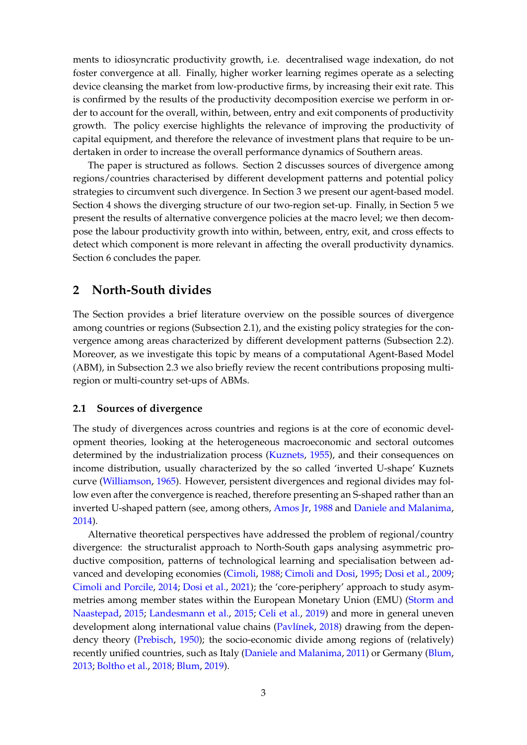ments to idiosyncratic productivity growth, i.e. decentralised wage indexation, do not foster convergence at all. Finally, higher worker learning regimes operate as a selecting device cleansing the market from low-productive firms, by increasing their exit rate. This is confirmed by the results of the productivity decomposition exercise we perform in order to account for the overall, within, between, entry and exit components of productivity growth. The policy exercise highlights the relevance of improving the productivity of capital equipment, and therefore the relevance of investment plans that require to be undertaken in order to increase the overall performance dynamics of Southern areas.

The paper is structured as follows. Section 2 discusses sources of divergence among regions/countries characterised by different development patterns and potential policy strategies to circumvent such divergence. In Section 3 we present our agent-based model. Section 4 shows the diverging structure of our two-region set-up. Finally, in Section 5 we present the results of alternative convergence policies at the macro level; we then decompose the labour productivity growth into within, between, entry, exit, and cross effects to detect which component is more relevant in affecting the overall productivity dynamics. Section 6 concludes the paper.

## 2 North-South divides

The Section provides a brief literature overview on the possible sources of divergence among countries or regions (Subsection 2.1), and the existing policy strategies for the convergence among areas characterized by different development patterns (Subsection 2.2). Moreover, as we investigate this topic by means of a computational Agent-Based Model (ABM), in Subsection 2.3 we also briefly review the recent contributions proposing multi-region or multi-country set-ups of ABMs.

### 2.1 Sources of divergence

The study of divergences across countries and regions is at the core of economic development theories, looking at the heterogeneous macroeconomic and sectoral outcomes determined by the industrialization process (Kuznets, 1955), and their consequences on income distribution, usually characterized by the so called 'inverted U-shape' Kuznets curve (Williamson, 1965). However, persistent divergences and regional divides may follow even after the convergence is reached, therefore presenting an S-shaped rather than an inverted U-shaped pattern (see, among others, Amos Jr, 1988 and Daniele and Malanima, 2014).

Alternative theoretical perspectives have addressed the problem of regional/country divergence: the structuralist approach to North-South gaps analysing asymmetric productive composition, patterns of technological learning and specialisation between advanced and developing economies (Cimoli, 1988; Cimoli and Dosi, 1995; Dosi et al., 2009; Cimoli and Porcile, 2014; Dosi et al., 2021); the 'core-periphery' approach to study asymmetries among member states within the European Monetary Union (EMU) (Storm and Naastepad, 2015; Landesmann et al., 2015; Celi et al., 2019) and more in general uneven development along international value chains (Pavlínek, 2018) drawing from the dependency theory (Prebisch, 1950); the socio-economic divide among regions of (relatively) recently unified countries, such as Italy (Daniele and Malanima, 2011) or Germany (Blum, 2013; Boltho et al., 2018; Blum, 2019).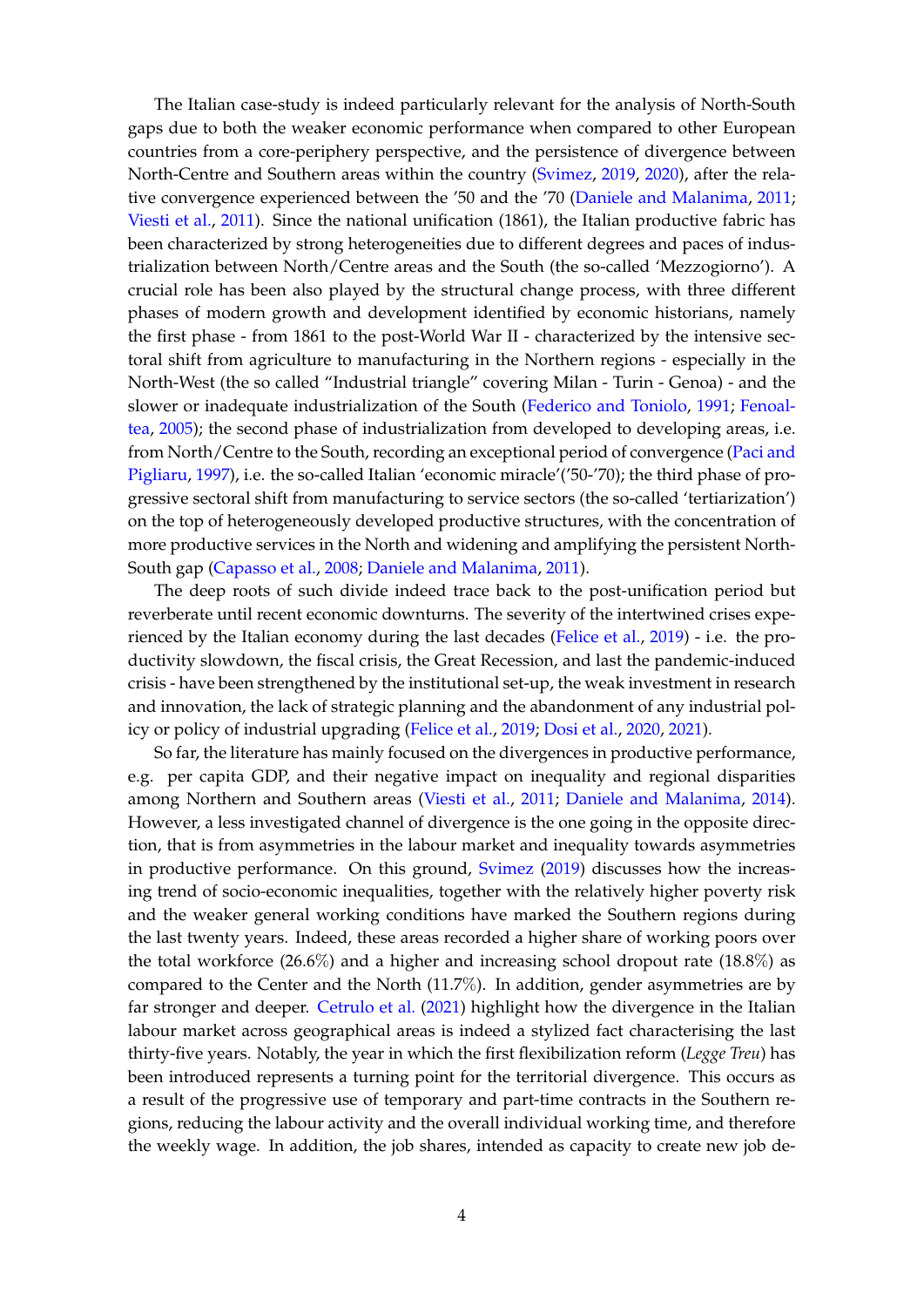The Italian case-study is indeed particularly relevant for the analysis of North-South gaps due to both the weaker economic performance when compared to other European countries from a core-periphery perspective, and the persistence of divergence between North-Centre and Southern areas within the country (Svimez, 2019, 2020), after the relative convergence experienced between the '50 and the '70 (Daniele and Malanima, 2011; Viesti et al., 2011). Since the national unification (1861), the Italian productive fabric has been characterized by strong heterogeneities due to different degrees and paces of industrialization between North/Centre areas and the South (the so-called 'Mezzogiorno'). A crucial role has been also played by the structural change process, with three different phases of modern growth and development identified by economic historians, namely the first phase - from 1861 to the post-World War II - characterized by the intensive sectoral shift from agriculture to manufacturing in the Northern regions - especially in the North-West (the so called "Industrial triangle" covering Milan - Turin - Genoa) - and the slower or inadequate industrialization of the South (Federico and Toniolo, 1991; Fenoaltea, 2005); the second phase of industrialization from developed to developing areas, i.e. from North/Centre to the South, recording an exceptional period of convergence (Paci and Pigliaru, 1997), i.e. the so-called Italian 'economic miracle'('50-'70); the third phase of progressive sectoral shift from manufacturing to service sectors (the so-called 'tertiarization') on the top of heterogeneously developed productive structures, with the concentration of more productive services in the North and widening and amplifying the persistent North-South gap (Capasso et al., 2008; Daniele and Malanima, 2011).

The deep roots of such divide indeed trace back to the post-unification period but reverberate until recent economic downturns. The severity of the intertwined crises experienced by the Italian economy during the last decades (Felice et al., 2019) - i.e. the productivity slowdown, the fiscal crisis, the Great Recession, and last the pandemic-induced crisis - have been strengthened by the institutional set-up, the weak investment in research and innovation, the lack of strategic planning and the abandonment of any industrial policy or policy of industrial upgrading (Felice et al., 2019; Dosi et al., 2020, 2021).

So far, the literature has mainly focused on the divergences in productive performance, e.g. per capita GDP, and their negative impact on inequality and regional disparities among Northern and Southern areas (Viesti et al., 2011; Daniele and Malanima, 2014). However, a less investigated channel of divergence is the one going in the opposite direction, that is from asymmetries in the labour market and inequality towards asymmetries in productive performance. On this ground, Svimez (2019) discusses how the increasing trend of socio-economic inequalities, together with the relatively higher poverty risk and the weaker general working conditions have marked the Southern regions during the last twenty years. Indeed, these areas recorded a higher share of working poors over the total workforce (26.6%) and a higher and increasing school dropout rate (18.8%) as compared to the Center and the North (11.7%). In addition, gender asymmetries are by far stronger and deeper. Cetrulo et al. (2021) highlight how the divergence in the Italian labour market across geographical areas is indeed a stylized fact characterising the last thirty-five years. Notably, the year in which the first flexibilization reform (*Legge Treu*) has been introduced represents a turning point for the territorial divergence. This occurs as a result of the progressive use of temporary and part-time contracts in the Southern regions, reducing the labour activity and the overall individual working time, and therefore the weekly wage. In addition, the job shares, intended as capacity to create new job de-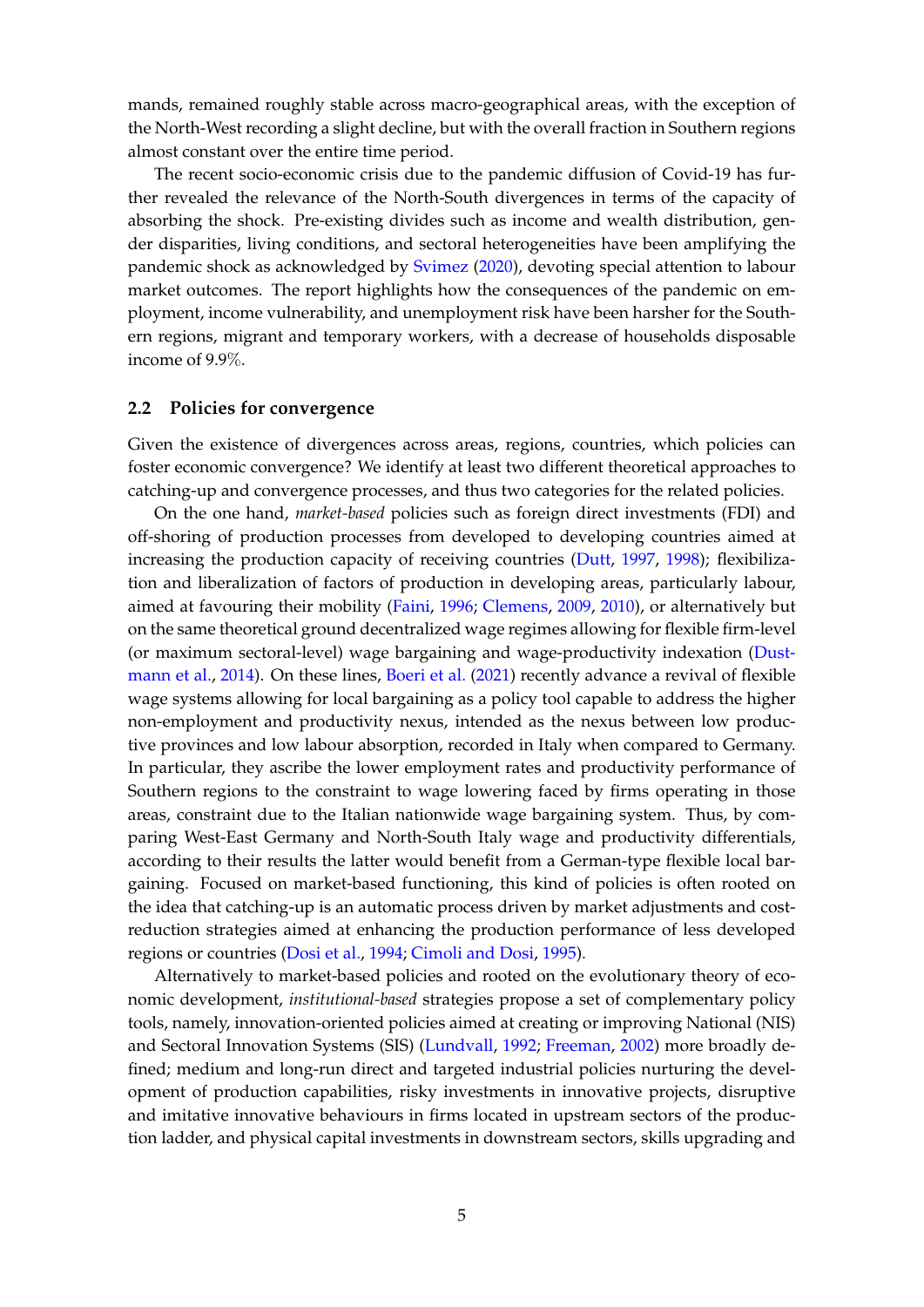mands, remained roughly stable across macro-geographical areas, with the exception of the North-West recording a slight decline, but with the overall fraction in Southern regions almost constant over the entire time period.

The recent socio-economic crisis due to the pandemic diffusion of Covid-19 has further revealed the relevance of the North-South divergences in terms of the capacity of absorbing the shock. Pre-existing divides such as income and wealth distribution, gender disparities, living conditions, and sectoral heterogeneities have been amplifying the pandemic shock as acknowledged by Svimez (2020), devoting special attention to labour market outcomes. The report highlights how the consequences of the pandemic on employment, income vulnerability, and unemployment risk have been harsher for the Southern regions, migrant and temporary workers, with a decrease of households disposable income of 9.9%.

### 2.2 Policies for convergence

Given the existence of divergences across areas, regions, countries, which policies can foster economic convergence? We identify at least two different theoretical approaches to catching-up and convergence processes, and thus two categories for the related policies.

On the one hand, *market-based* policies such as foreign direct investments (FDI) and off-shoring of production processes from developed to developing countries aimed at increasing the production capacity of receiving countries (Dutt, 1997, 1998); flexibilization and liberalization of factors of production in developing areas, particularly labour, aimed at favouring their mobility (Faini, 1996; Clemens, 2009, 2010), or alternatively but on the same theoretical ground decentralized wage regimes allowing for flexible firm-level (or maximum sectoral-level) wage bargaining and wage-productivity indexation (Dustmann et al., 2014). On these lines, Boeri et al. (2021) recently advance a revival of flexible wage systems allowing for local bargaining as a policy tool capable to address the higher non-employment and productivity nexus, intended as the nexus between low productive provinces and low labour absorption, recorded in Italy when compared to Germany. In particular, they ascribe the lower employment rates and productivity performance of Southern regions to the constraint to wage lowering faced by firms operating in those areas, constraint due to the Italian nationwide wage bargaining system. Thus, by comparing West-East Germany and North-South Italy wage and productivity differentials, according to their results the latter would benefit from a German-type flexible local bargaining. Focused on market-based functioning, this kind of policies is often rooted on the idea that catching-up is an automatic process driven by market adjustments and cost-reduction strategies aimed at enhancing the production performance of less developed regions or countries (Dosi et al., 1994; Cimoli and Dosi, 1995).

Alternatively to market-based policies and rooted on the evolutionary theory of economic development, *institutional-based* strategies propose a set of complementary policy tools, namely, innovation-oriented policies aimed at creating or improving National (NIS) and Sectoral Innovation Systems (SIS) (Lundvall, 1992; Freeman, 2002) more broadly defined; medium and long-run direct and targeted industrial policies nurturing the development of production capabilities, risky investments in innovative projects, disruptive and imitative innovative behaviours in firms located in upstream sectors of the production ladder, and physical capital investments in downstream sectors, skills upgrading and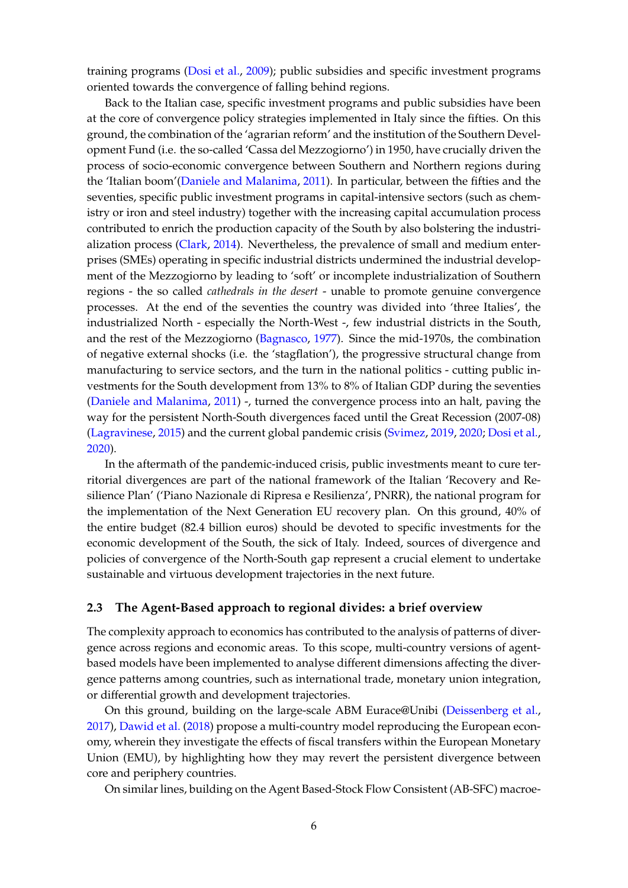training programs (Dosi et al., 2009); public subsidies and specific investment programs oriented towards the convergence of falling behind regions.

Back to the Italian case, specific investment programs and public subsidies have been at the core of convergence policy strategies implemented in Italy since the fifties. On this ground, the combination of the 'agrarian reform' and the institution of the Southern Development Fund (i.e. the so-called 'Cassa del Mezzogiorno') in 1950, have crucially driven the process of socio-economic convergence between Southern and Northern regions during the 'Italian boom'(Daniele and Malanima, 2011). In particular, between the fifties and the seventies, specific public investment programs in capital-intensive sectors (such as chemistry or iron and steel industry) together with the increasing capital accumulation process contributed to enrich the production capacity of the South by also bolstering the industrialization process (Clark, 2014). Nevertheless, the prevalence of small and medium enterprises (SMEs) operating in specific industrial districts undermined the industrial development of the Mezzogiorno by leading to 'soft' or incomplete industrialization of Southern regions - the so called *cathedrals in the desert* - unable to promote genuine convergence processes. At the end of the seventies the country was divided into 'three Italies', the industrialized North - especially the North-West -, few industrial districts in the South, and the rest of the Mezzogiorno (Bagnasco, 1977). Since the mid-1970s, the combination of negative external shocks (i.e. the 'stagflation'), the progressive structural change from manufacturing to service sectors, and the turn in the national politics - cutting public investments for the South development from 13% to 8% of Italian GDP during the seventies (Daniele and Malanima, 2011) -, turned the convergence process into an halt, paving the way for the persistent North-South divergences faced until the Great Recession (2007-08) (Lagravinese, 2015) and the current global pandemic crisis (Svimez, 2019, 2020; Dosi et al., 2020).

In the aftermath of the pandemic-induced crisis, public investments meant to cure territorial divergences are part of the national framework of the Italian 'Recovery and Resilience Plan' ('Piano Nazionale di Ripresa e Resilienza', PNRR), the national program for the implementation of the Next Generation EU recovery plan. On this ground, 40% of the entire budget (82.4 billion euros) should be devoted to specific investments for the economic development of the South, the sick of Italy. Indeed, sources of divergence and policies of convergence of the North-South gap represent a crucial element to undertake sustainable and virtuous development trajectories in the next future.

### 2.3 The Agent-Based approach to regional divides: a brief overview

The complexity approach to economics has contributed to the analysis of patterns of divergence across regions and economic areas. To this scope, multi-country versions of agent-based models have been implemented to analyse different dimensions affecting the divergence patterns among countries, such as international trade, monetary union integration, or differential growth and development trajectories.

On this ground, building on the large-scale ABM Eurace@Unibi (Deissenberg et al., 2017), Dawid et al. (2018) propose a multi-country model reproducing the European economy, wherein they investigate the effects of fiscal transfers within the European Monetary Union (EMU), by highlighting how they may revert the persistent divergence between core and periphery countries.

On similar lines, building on the Agent Based-Stock Flow Consistent (AB-SFC) macroe-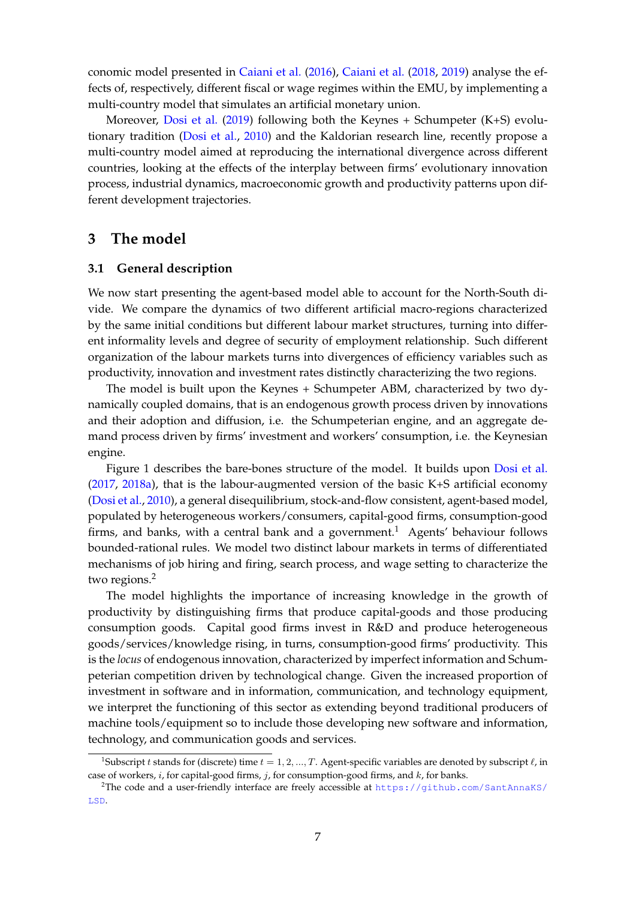conomic model presented in Caiani et al. (2016), Caiani et al. (2018, 2019) analyse the effects of, respectively, different fiscal or wage regimes within the EMU, by implementing a multi-country model that simulates an artificial monetary union.

Moreover, Dosi et al. (2019) following both the Keynes + Schumpeter (K+S) evolutionary tradition (Dosi et al., 2010) and the Kaldorian research line, recently propose a multi-country model aimed at reproducing the international divergence across different countries, looking at the effects of the interplay between firms' evolutionary innovation process, industrial dynamics, macroeconomic growth and productivity patterns upon different development trajectories.

## 3 The model

### 3.1 General description

We now start presenting the agent-based model able to account for the North-South divide. We compare the dynamics of two different artificial macro-regions characterized by the same initial conditions but different labour market structures, turning into different informality levels and degree of security of employment relationship. Such different organization of the labour markets turns into divergences of efficiency variables such as productivity, innovation and investment rates distinctly characterizing the two regions.

The model is built upon the Keynes + Schumpeter ABM, characterized by two dynamically coupled domains, that is an endogenous growth process driven by innovations and their adoption and diffusion, i.e. the Schumpeterian engine, and an aggregate demand process driven by firms' investment and workers' consumption, i.e. the Keynesian engine.

Figure 1 describes the bare-bones structure of the model. It builds upon Dosi et al. (2017, 2018a), that is the labour-augmented version of the basic K+S artificial economy (Dosi et al., 2010), a general disequilibrium, stock-and-flow consistent, agent-based model, populated by heterogeneous workers/consumers, capital-good firms, consumption-good firms, and banks, with a central bank and a government.[1] Agents' behaviour follows bounded-rational rules. We model two distinct labour markets in terms of differentiated mechanisms of job hiring and firing, search process, and wage setting to characterize the two regions.[2]

The model highlights the importance of increasing knowledge in the growth of productivity by distinguishing firms that produce capital-goods and those producing consumption goods. Capital good firms invest in R&D and produce heterogeneous goods/services/knowledge rising, in turns, consumption-good firms' productivity. This is the *locus* of endogenous innovation, characterized by imperfect information and Schumpeterian competition driven by technological change. Given the increased proportion of investment in software and in information, communication, and technology equipment, we interpret the functioning of this sector as extending beyond traditional producers of machine tools/equipment so to include those developing new software and information, technology, and communication goods and services.

[1] Subscript $t$ stands for (discrete) time $t = 1, 2, ..., T$. Agent-specific variables are denoted by subscript $\ell$, in case of workers, $i$, for capital-good firms, $j$, for consumption-good firms, and $k$, for banks.

[2] The code and a user-friendly interface are freely accessible at https://github.com/SantAnnaKS/LSD.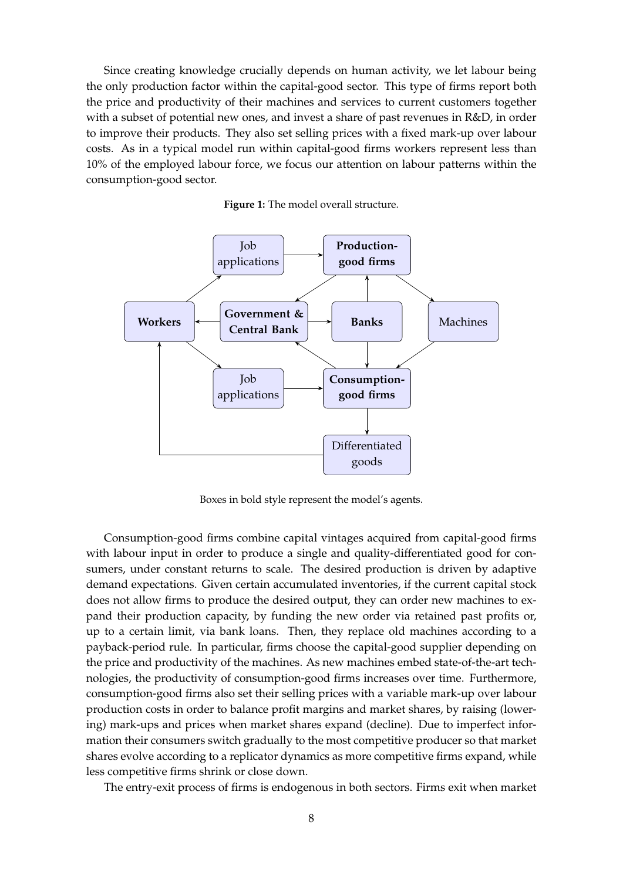Since creating knowledge crucially depends on human activity, we let labour being the only production factor within the capital-good sector. This type of firms report both the price and productivity of their machines and services to current customers together with a subset of potential new ones, and invest a share of past revenues in R&D, in order to improve their products. They also set selling prices with a fixed mark-up over labour costs. As in a typical model run within capital-good firms workers represent less than 10% of the employed labour force, we focus our attention on labour patterns within the consumption-good sector.

**Figure 1:** The model overall structure.

Boxes in bold style represent the model's agents.

Consumption-good firms combine capital vintages acquired from capital-good firms with labour input in order to produce a single and quality-differentiated good for consumers, under constant returns to scale. The desired production is driven by adaptive demand expectations. Given certain accumulated inventories, if the current capital stock does not allow firms to produce the desired output, they can order new machines to expand their production capacity, by funding the new order via retained past profits or, up to a certain limit, via bank loans. Then, they replace old machines according to a payback-period rule. In particular, firms choose the capital-good supplier depending on the price and productivity of the machines. As new machines embed state-of-the-art technologies, the productivity of consumption-good firms increases over time. Furthermore, consumption-good firms also set their selling prices with a variable mark-up over labour production costs in order to balance profit margins and market shares, by raising (lowering) mark-ups and prices when market shares expand (decline). Due to imperfect information their consumers switch gradually to the most competitive producer so that market shares evolve according to a replicator dynamics as more competitive firms expand, while less competitive firms shrink or close down.

The entry-exit process of firms is endogenous in both sectors. Firms exit when market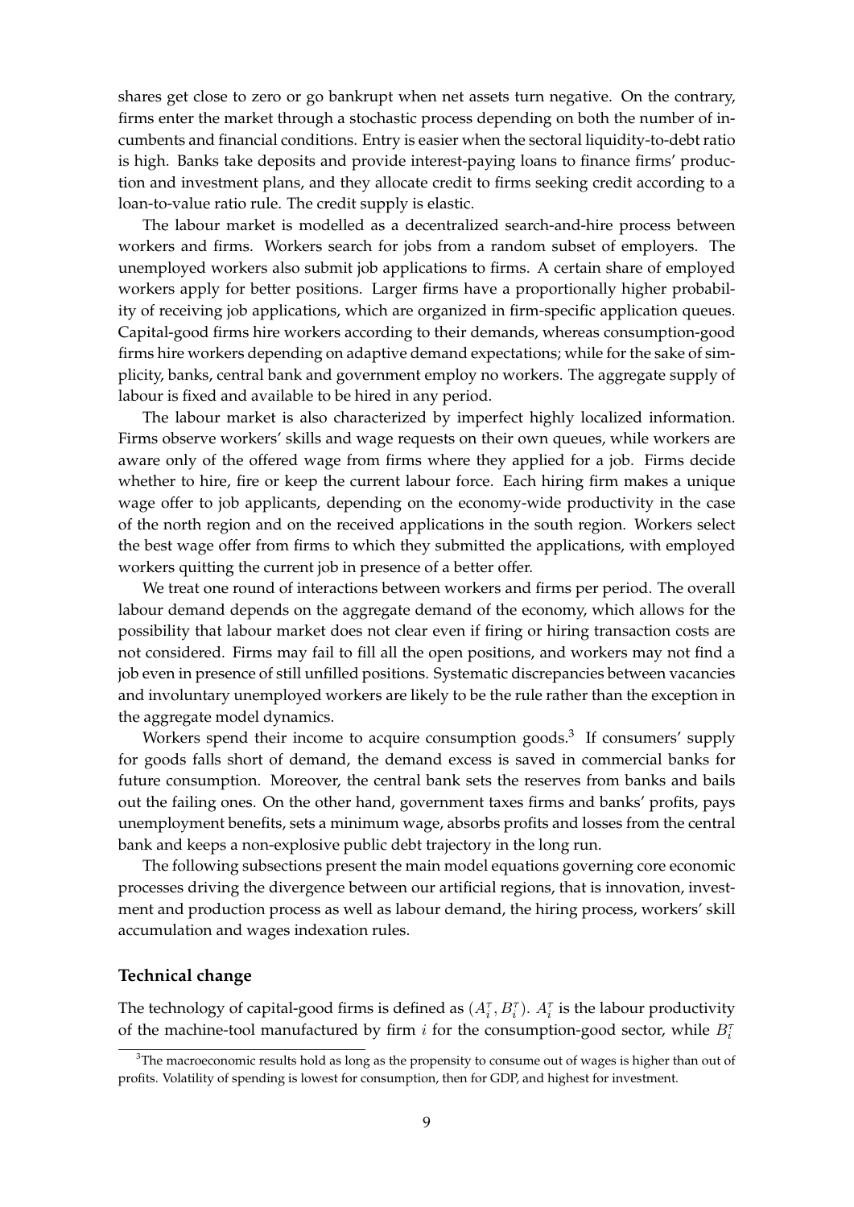shares get close to zero or go bankrupt when net assets turn negative. On the contrary, firms enter the market through a stochastic process depending on both the number of incumbents and financial conditions. Entry is easier when the sectoral liquidity-to-debt ratio is high. Banks take deposits and provide interest-paying loans to finance firms' production and investment plans, and they allocate credit to firms seeking credit according to a loan-to-value ratio rule. The credit supply is elastic.

The labour market is modelled as a decentralized search-and-hire process between workers and firms. Workers search for jobs from a random subset of employers. The unemployed workers also submit job applications to firms. A certain share of employed workers apply for better positions. Larger firms have a proportionally higher probability of receiving job applications, which are organized in firm-specific application queues. Capital-good firms hire workers according to their demands, whereas consumption-good firms hire workers depending on adaptive demand expectations; while for the sake of simplicity, banks, central bank and government employ no workers. The aggregate supply of labour is fixed and available to be hired in any period.

The labour market is also characterized by imperfect highly localized information. Firms observe workers' skills and wage requests on their own queues, while workers are aware only of the offered wage from firms where they applied for a job. Firms decide whether to hire, fire or keep the current labour force. Each hiring firm makes a unique wage offer to job applicants, depending on the economy-wide productivity in the case of the north region and on the received applications in the south region. Workers select the best wage offer from firms to which they submitted the applications, with employed workers quitting the current job in presence of a better offer.

We treat one round of interactions between workers and firms per period. The overall labour demand depends on the aggregate demand of the economy, which allows for the possibility that labour market does not clear even if firing or hiring transaction costs are not considered. Firms may fail to fill all the open positions, and workers may not find a job even in presence of still unfilled positions. Systematic discrepancies between vacancies and involuntary unemployed workers are likely to be the rule rather than the exception in the aggregate model dynamics.

Workers spend their income to acquire consumption goods.[3] If consumers' supply for goods falls short of demand, the demand excess is saved in commercial banks for future consumption. Moreover, the central bank sets the reserves from banks and bails out the failing ones. On the other hand, government taxes firms and banks' profits, pays unemployment benefits, sets a minimum wage, absorbs profits and losses from the central bank and keeps a non-explosive public debt trajectory in the long run.

The following subsections present the main model equations governing core economic processes driving the divergence between our artificial regions, that is innovation, investment and production process as well as labour demand, the hiring process, workers' skill accumulation and wages indexation rules.

### Technical change

The technology of capital-good firms is defined as $(A_i^\tau, B_i^\tau)$. $A_i^\tau$ is the labour productivity of the machine-tool manufactured by firm $i$ for the consumption-good sector, while $B_i^\tau$

[3] The macroeconomic results hold as long as the propensity to consume out of wages is higher than out of profits. Volatility of spending is lowest for consumption, then for GDP, and highest for investment.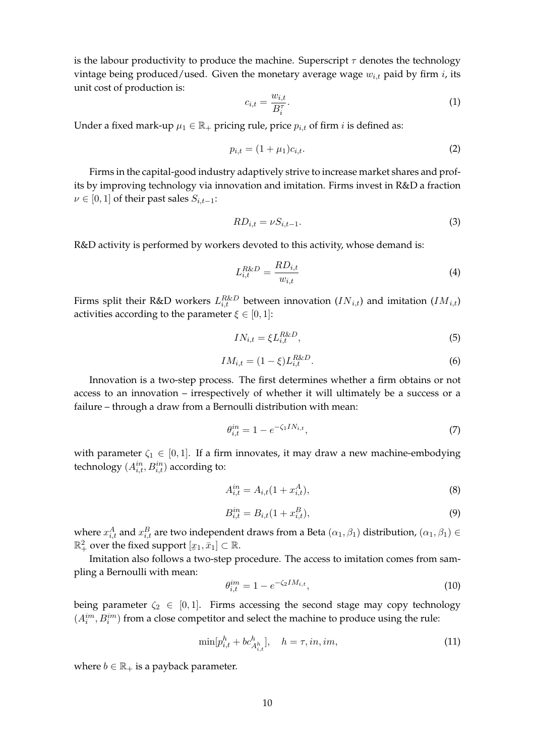is the labour productivity to produce the machine. Superscript $\tau$ denotes the technology vintage being produced/used. Given the monetary average wage $w_{i,t}$ paid by firm $i$, its unit cost of production is:

$$c_{i,t} = \frac{w_{i,t}}{B_i^\tau}. \tag{1}$$

Under a fixed mark-up $\mu_1 \in \mathbb{R}_+$ pricing rule, price $p_{i,t}$ of firm $i$ is defined as:

$$p_{i,t} = (1 + \mu_1)c_{i,t}. \tag{2}$$

Firms in the capital-good industry adaptively strive to increase market shares and profits by improving technology via innovation and imitation. Firms invest in R&D a fraction $\nu \in [0, 1]$ of their past sales $S_{i,t-1}$:

$$RD_{i,t} = \nu S_{i,t-1}. \tag{3}$$

R&D activity is performed by workers devoted to this activity, whose demand is:

$$L_{i,t}^{R\&D} = \frac{RD_{i,t}}{w_{i,t}} \tag{4}$$

Firms split their R&D workers $L_{i,t}^{R\&D}$ between innovation ($IN_{i,t}$) and imitation ($IM_{i,t}$) activities according to the parameter $\xi \in [0, 1]$:

$$IN_{i,t} = \xi L_{i,t}^{R\&D}, \tag{5}$$

$$IM_{i,t} = (1 - \xi)L_{i,t}^{R\&D}. \tag{6}$$

Innovation is a two-step process. The first determines whether a firm obtains or not access to an innovation – irrespectively of whether it will ultimately be a success or a failure – through a draw from a Bernoulli distribution with mean:

$$\theta_{i,t}^{in} = 1 - e^{-\zeta_1 IN_{i,t}}, \tag{7}$$

with parameter $\zeta_1 \in [0, 1]$. If a firm innovates, it may draw a new machine-embodying technology $(A_{i,t}^{in}, B_{i,t}^{in})$ according to:

$$A_{i,t}^{in} = A_{i,t}(1 + x_{i,t}^A), \tag{8}$$

$$B_{i,t}^{in} = B_{i,t}(1 + x_{i,t}^B), \tag{9}$$

where $x_{i,t}^A$ and $x_{i,t}^B$ are two independent draws from a Beta $(\alpha_1, \beta_1)$ distribution, $(\alpha_1, \beta_1) \in \mathbb{R}_+^2$ over the fixed support $[\underline{x}_1, \bar{x}_1] \subset \mathbb{R}$.

Imitation also follows a two-step procedure. The access to imitation comes from sampling a Bernoulli with mean:

$$\theta_{i,t}^{im} = 1 - e^{-\zeta_2 IM_{i,t}}, \tag{10}$$

being parameter $\zeta_2 \in [0, 1]$. Firms accessing the second stage may copy technology $(A_i^{im}, B_i^{im})$ from a close competitor and select the machine to produce using the rule:

$$\min[p_{i,t}^h + bc_{A_{i,t}^h}^h], \quad h = \tau, in, im, \tag{11}$$

where $b \in \mathbb{R}_+$ is a payback parameter.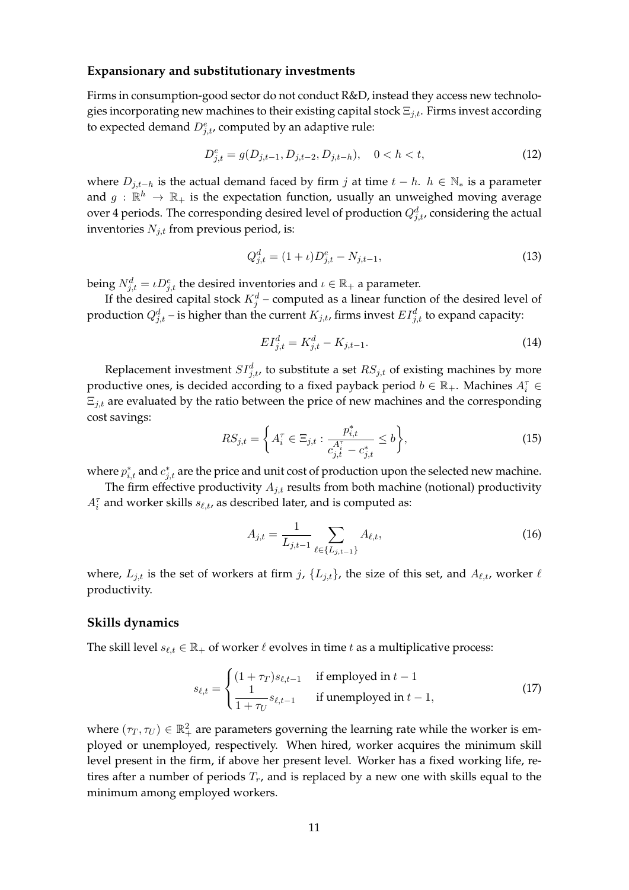### Expansionary and substitutionary investments

Firms in consumption-good sector do not conduct R&D, instead they access new technologies incorporating new machines to their existing capital stock $\Xi_{j,t}$. Firms invest according to expected demand $D^e_{j,t}$, computed by an adaptive rule:

$$D^e_{j,t} = g(D_{j,t-1}, D_{j,t-2}, D_{j,t-h}), \quad 0 < h < t, \tag{12}$$

where $D_{j,t-h}$ is the actual demand faced by firm $j$ at time $t-h$. $h \in \mathbb{N}_*$ is a parameter and $g : \mathbb{R}^h \rightarrow \mathbb{R}_+$ is the expectation function, usually an unweighed moving average over 4 periods. The corresponding desired level of production $Q^d_{j,t}$, considering the actual inventories $N_{j,t}$ from previous period, is:

$$Q^d_{j,t} = (1 + \iota)D^e_{j,t} - N_{j,t-1}, \tag{13}$$

being $N^d_{j,t} = \iota D^e_{j,t}$ the desired inventories and $\iota \in \mathbb{R}_+$ a parameter.

If the desired capital stock $K^d_j$ – computed as a linear function of the desired level of production $Q^d_{j,t}$ – is higher than the current $K_{j,t}$, firms invest $EI^d_{j,t}$ to expand capacity:

$$EI^d_{j,t} = K^d_{j,t} - K_{j,t-1}. \tag{14}$$

Replacement investment $SI^d_{j,t}$, to substitute a set $RS_{j,t}$ of existing machines by more productive ones, is decided according to a fixed payback period $b \in \mathbb{R}_+$. Machines $A^\tau_i \in \Xi_{j,t}$ are evaluated by the ratio between the price of new machines and the corresponding cost savings:

$$RS_{j,t} = \left\{ A^\tau_i \in \Xi_{j,t} : \frac{p^*_{i,t}}{c^{A^\tau_i}_{j,t} - c^*_{j,t}} \leq b \right\}, \tag{15}$$

where $p^*_{i,t}$ and $c^*_{j,t}$ are the price and unit cost of production upon the selected new machine.

The firm effective productivity $A_{j,t}$ results from both machine (notional) productivity $A^\tau_i$ and worker skills $s_{\ell,t}$, as described later, and is computed as:

$$A_{j,t} = \frac{1}{L_{j,t-1}} \sum_{\ell \in \{L_{j,t-1}\}} A_{\ell,t}, \tag{16}$$

where, $L_{j,t}$ is the set of workers at firm $j$, $\{L_{j,t}\}$, the size of this set, and $A_{\ell,t}$, worker $\ell$ productivity.

### Skills dynamics

The skill level $s_{\ell,t} \in \mathbb{R}_+$ of worker $\ell$ evolves in time $t$ as a multiplicative process:

$$s_{\ell,t} = \begin{cases} (1 + \tau_T)s_{\ell,t-1} & \text{if employed in } t-1 \\ \dfrac{1}{1 + \tau_U} s_{\ell,t-1} & \text{if unemployed in } t-1, \end{cases} \tag{17}$$

where $(\tau_T, \tau_U) \in \mathbb{R}^2_+$ are parameters governing the learning rate while the worker is employed or unemployed, respectively. When hired, worker acquires the minimum skill level present in the firm, if above her present level. Worker has a fixed working life, retires after a number of periods $T_r$, and is replaced by a new one with skills equal to the minimum among employed workers.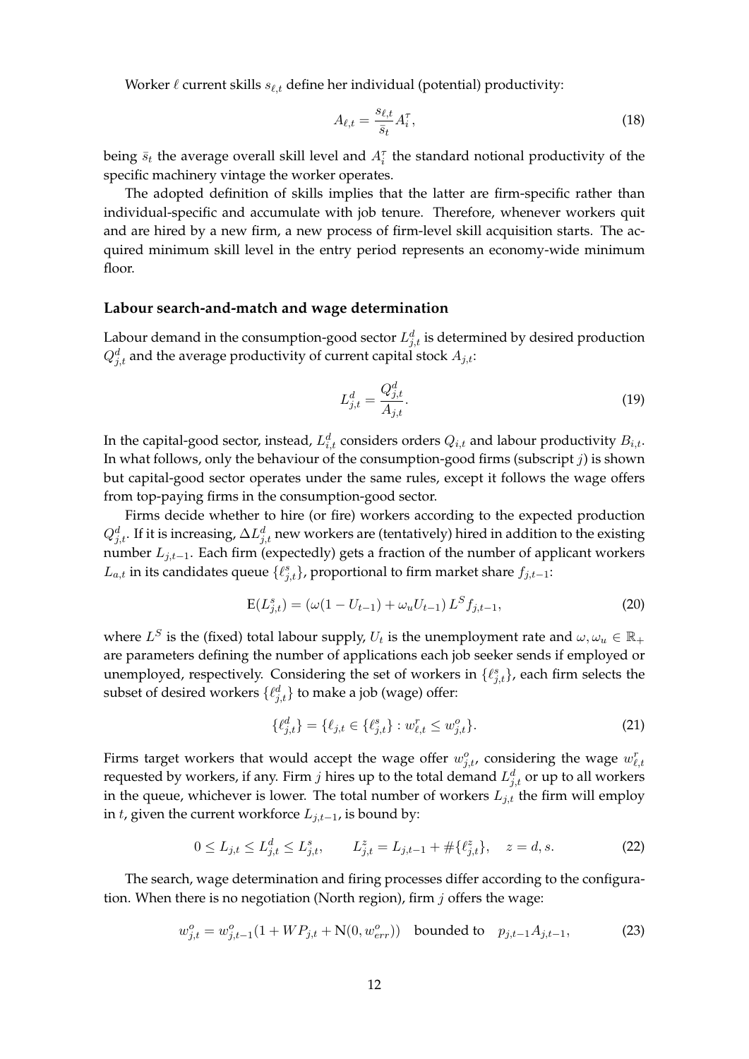Worker $\ell$ current skills $s_{\ell,t}$ define her individual (potential) productivity:

$$A_{\ell,t} = \frac{s_{\ell,t}}{\bar{s}_t} A_i^{\tau}, \tag{18}$$

being $\bar{s}_t$ the average overall skill level and $A_i^{\tau}$ the standard notional productivity of the specific machinery vintage the worker operates.

The adopted definition of skills implies that the latter are firm-specific rather than individual-specific and accumulate with job tenure. Therefore, whenever workers quit and are hired by a new firm, a new process of firm-level skill acquisition starts. The acquired minimum skill level in the entry period represents an economy-wide minimum floor.

### Labour search-and-match and wage determination

Labour demand in the consumption-good sector $L_{j,t}^d$ is determined by desired production $Q_{j,t}^d$ and the average productivity of current capital stock $A_{j,t}$:

$$L_{j,t}^d = \frac{Q_{j,t}^d}{A_{j,t}}. \tag{19}$$

In the capital-good sector, instead, $L_{i,t}^d$ considers orders $Q_{i,t}$ and labour productivity $B_{i,t}$. In what follows, only the behaviour of the consumption-good firms (subscript $j$) is shown but capital-good sector operates under the same rules, except it follows the wage offers from top-paying firms in the consumption-good sector.

Firms decide whether to hire (or fire) workers according to the expected production $Q_{j,t}^d$. If it is increasing, $\Delta L_{j,t}^d$ new workers are (tentatively) hired in addition to the existing number $L_{j,t-1}$. Each firm (expectedly) gets a fraction of the number of applicant workers $L_{a,t}$ in its candidates queue $\{\ell_{j,t}^s\}$, proportional to firm market share $f_{j,t-1}$:

$$\mathrm{E}(L_{j,t}^s) = \left(\omega(1-U_{t-1}) + \omega_u U_{t-1}\right) L^S f_{j,t-1}, \tag{20}$$

where $L^S$ is the (fixed) total labour supply, $U_t$ is the unemployment rate and $\omega, \omega_u \in \mathbb{R}_+$ are parameters defining the number of applications each job seeker sends if employed or unemployed, respectively. Considering the set of workers in $\{\ell_{j,t}^s\}$, each firm selects the subset of desired workers $\{\ell_{j,t}^d\}$ to make a job (wage) offer:

$$\{\ell_{j,t}^d\} = \{\ell_{j,t} \in \{\ell_{j,t}^s\} : w_{\ell,t}^r \leq w_{j,t}^o\}. \tag{21}$$

Firms target workers that would accept the wage offer $w_{j,t}^o$, considering the wage $w_{\ell,t}^r$ requested by workers, if any. Firm $j$ hires up to the total demand $L_{j,t}^d$ or up to all workers in the queue, whichever is lower. The total number of workers $L_{j,t}$ the firm will employ in $t$, given the current workforce $L_{j,t-1}$, is bound by:

$$0 \leq L_{j,t} \leq L_{j,t}^d \leq L_{j,t}^s, \qquad L_{j,t}^z = L_{j,t-1} + \#\{\ell_{j,t}^z\}, \quad z = d, s. \tag{22}$$

The search, wage determination and firing processes differ according to the configuration. When there is no negotiation (North region), firm $j$ offers the wage:

$$w_{j,t}^o = w_{j,t-1}^o(1 + WP_{j,t} + \mathrm{N}(0, w_{err}^o)) \quad \text{bounded to} \quad p_{j,t-1}A_{j,t-1}, \tag{23}$$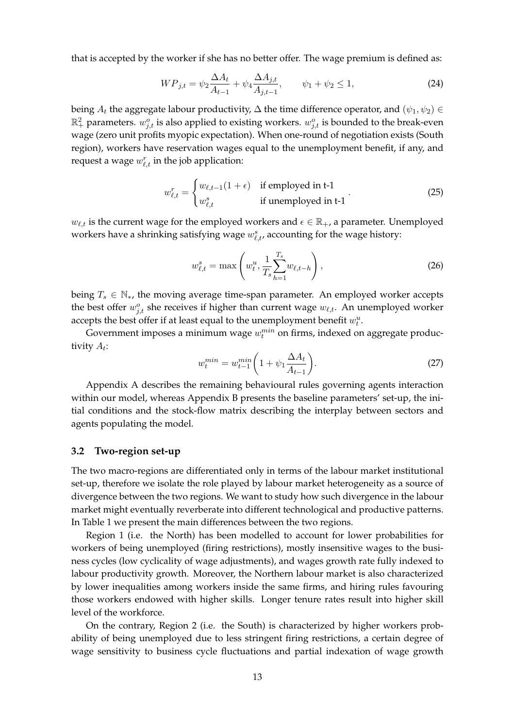that is accepted by the worker if she has no better offer. The wage premium is defined as:

$$WP_{j,t} = \psi_2 \frac{\Delta A_t}{A_{t-1}} + \psi_4 \frac{\Delta A_{j,t}}{A_{j,t-1}}, \qquad \psi_1 + \psi_2 \leq 1, \tag{24}$$

being $A_t$ the aggregate labour productivity, $\Delta$ the time difference operator, and $(\psi_1, \psi_2) \in \mathbb{R}^2_+$ parameters. $w^o_{j,t}$ is also applied to existing workers. $w^o_{j,t}$ is bounded to the break-even wage (zero unit profits myopic expectation). When one-round of negotiation exists (South region), workers have reservation wages equal to the unemployment benefit, if any, and request a wage $w^r_{\ell,t}$ in the job application:

$$w^r_{\ell,t} = \begin{cases} w_{\ell,t-1}(1+\epsilon) & \text{if employed in t-1} \\ w^s_{\ell,t} & \text{if unemployed in t-1} \end{cases}. \tag{25}$$

$w_{\ell,t}$ is the current wage for the employed workers and $\epsilon \in \mathbb{R}_+$, a parameter. Unemployed workers have a shrinking satisfying wage $w^s_{\ell,t}$, accounting for the wage history:

$$w^s_{\ell,t} = \max\left( w^u_t, \frac{1}{T_s} \sum_{h=1}^{T_s} w_{\ell,t-h} \right), \tag{26}$$

being $T_s \in \mathbb{N}_*$, the moving average time-span parameter. An employed worker accepts the best offer $w^o_{j,t}$ she receives if higher than current wage $w_{\ell,t}$. An unemployed worker accepts the best offer if at least equal to the unemployment benefit $w^u_t$.

Government imposes a minimum wage $w^{min}_t$ on firms, indexed on aggregate productivity $A_t$:

$$w^{min}_t = w^{min}_{t-1} \left( 1 + \psi_1 \frac{\Delta A_t}{A_{t-1}} \right). \tag{27}$$

Appendix A describes the remaining behavioural rules governing agents interaction within our model, whereas Appendix B presents the baseline parameters' set-up, the initial conditions and the stock-flow matrix describing the interplay between sectors and agents populating the model.

### 3.2 Two-region set-up

The two macro-regions are differentiated only in terms of the labour market institutional set-up, therefore we isolate the role played by labour market heterogeneity as a source of divergence between the two regions. We want to study how such divergence in the labour market might eventually reverberate into different technological and productive patterns. In Table 1 we present the main differences between the two regions.

Region 1 (i.e. the North) has been modelled to account for lower probabilities for workers of being unemployed (firing restrictions), mostly insensitive wages to the business cycles (low cyclicality of wage adjustments), and wages growth rate fully indexed to labour productivity growth. Moreover, the Northern labour market is also characterized by lower inequalities among workers inside the same firms, and hiring rules favouring those workers endowed with higher skills. Longer tenure rates result into higher skill level of the workforce.

On the contrary, Region 2 (i.e. the South) is characterized by higher workers probability of being unemployed due to less stringent firing restrictions, a certain degree of wage sensitivity to business cycle fluctuations and partial indexation of wage growth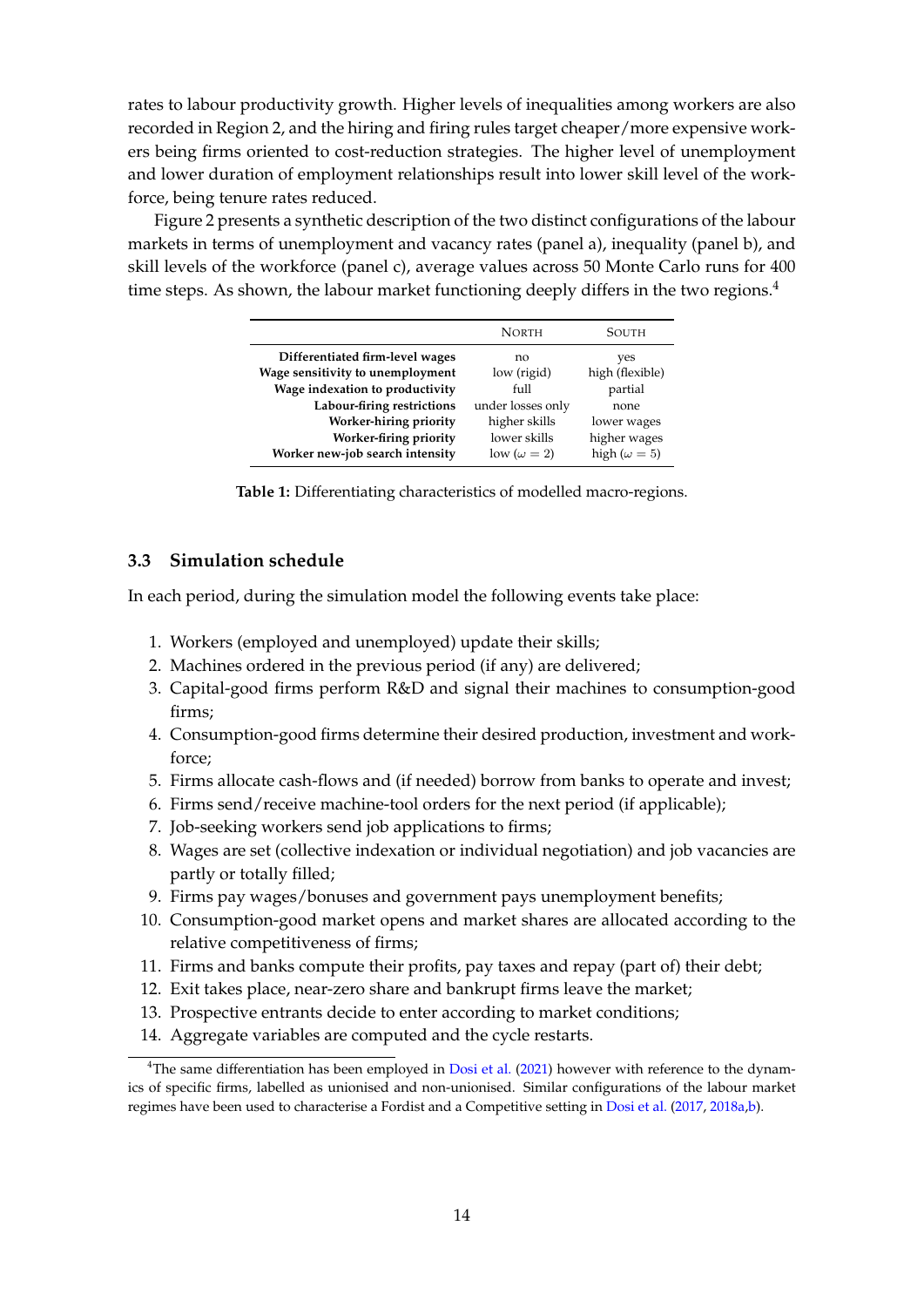rates to labour productivity growth. Higher levels of inequalities among workers are also recorded in Region 2, and the hiring and firing rules target cheaper/more expensive workers being firms oriented to cost-reduction strategies. The higher level of unemployment and lower duration of employment relationships result into lower skill level of the workforce, being tenure rates reduced.

Figure 2 presents a synthetic description of the two distinct configurations of the labour markets in terms of unemployment and vacancy rates (panel a), inequality (panel b), and skill levels of the workforce (panel c), average values across 50 Monte Carlo runs for 400 time steps. As shown, the labour market functioning deeply differs in the two regions.[4]

| | North | South |
|---|---|---|
| **Differentiated firm-level wages** | no | yes |
| **Wage sensitivity to unemployment** | low (rigid) | high (flexible) |
| **Wage indexation to productivity** | full | partial |
| **Labour-firing restrictions** | under losses only | none |
| **Worker-hiring priority** | higher skills | lower wages |
| **Worker-firing priority** | lower skills | higher wages |
| **Worker new-job search intensity** | low ($\omega = 2$) | high ($\omega = 5$) |

**Table 1:** Differentiating characteristics of modelled macro-regions.

### 3.3 Simulation schedule

In each period, during the simulation model the following events take place:

1. Workers (employed and unemployed) update their skills;
2. Machines ordered in the previous period (if any) are delivered;
3. Capital-good firms perform R&D and signal their machines to consumption-good firms;
4. Consumption-good firms determine their desired production, investment and workforce;
5. Firms allocate cash-flows and (if needed) borrow from banks to operate and invest;
6. Firms send/receive machine-tool orders for the next period (if applicable);
7. Job-seeking workers send job applications to firms;
8. Wages are set (collective indexation or individual negotiation) and job vacancies are partly or totally filled;
9. Firms pay wages/bonuses and government pays unemployment benefits;
10. Consumption-good market opens and market shares are allocated according to the relative competitiveness of firms;
11. Firms and banks compute their profits, pay taxes and repay (part of) their debt;
12. Exit takes place, near-zero share and bankrupt firms leave the market;
13. Prospective entrants decide to enter according to market conditions;
14. Aggregate variables are computed and the cycle restarts.

[4] The same differentiation has been employed in Dosi et al. (2021) however with reference to the dynamics of specific firms, labelled as unionised and non-unionised. Similar configurations of the labour market regimes have been used to characterise a Fordist and a Competitive setting in Dosi et al. (2017, 2018a,b).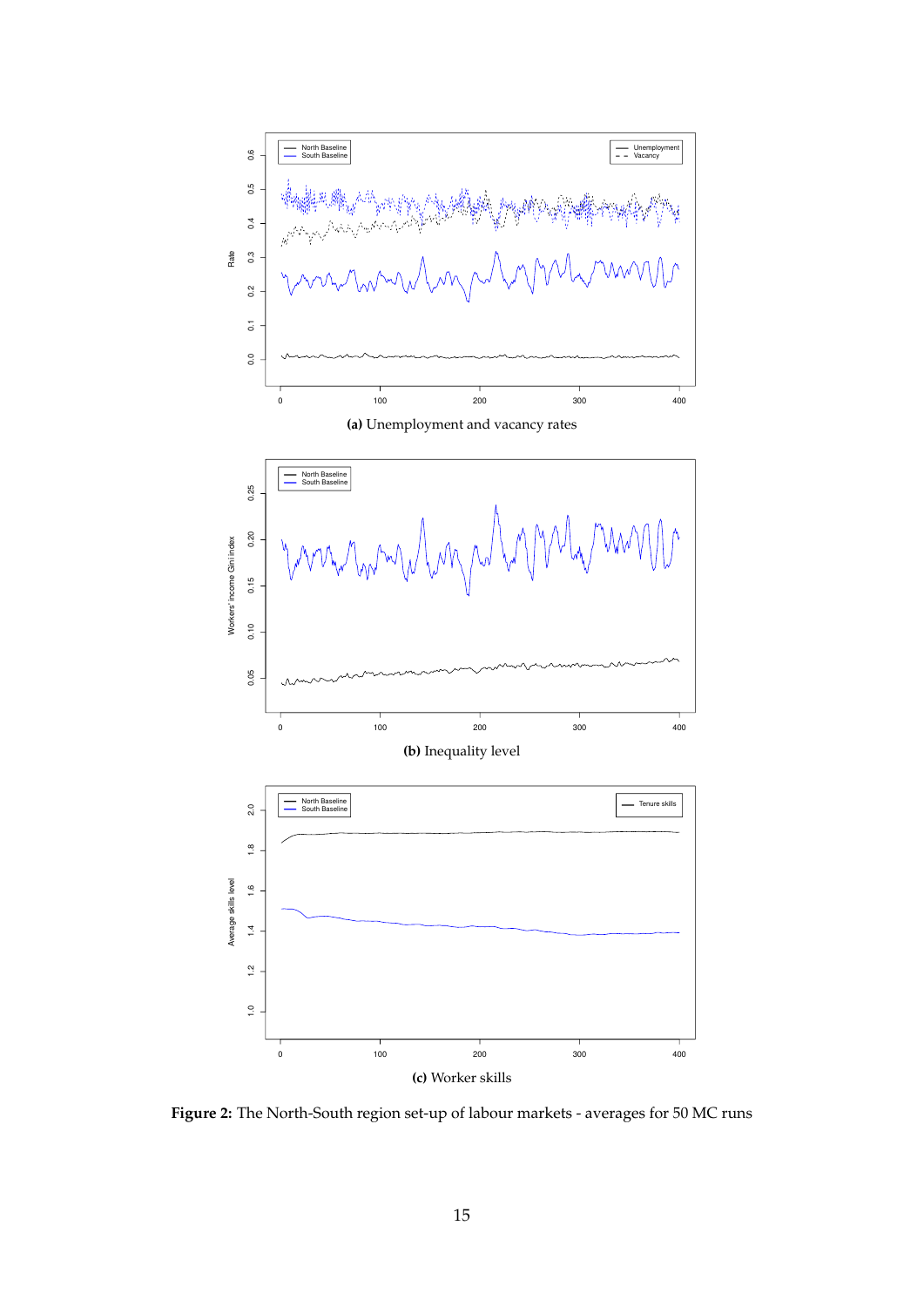**(a)** Unemployment and vacancy rates

**(b)** Inequality level

**(c)** Worker skills

**Figure 2:** The North-South region set-up of labour markets - averages for 50 MC runs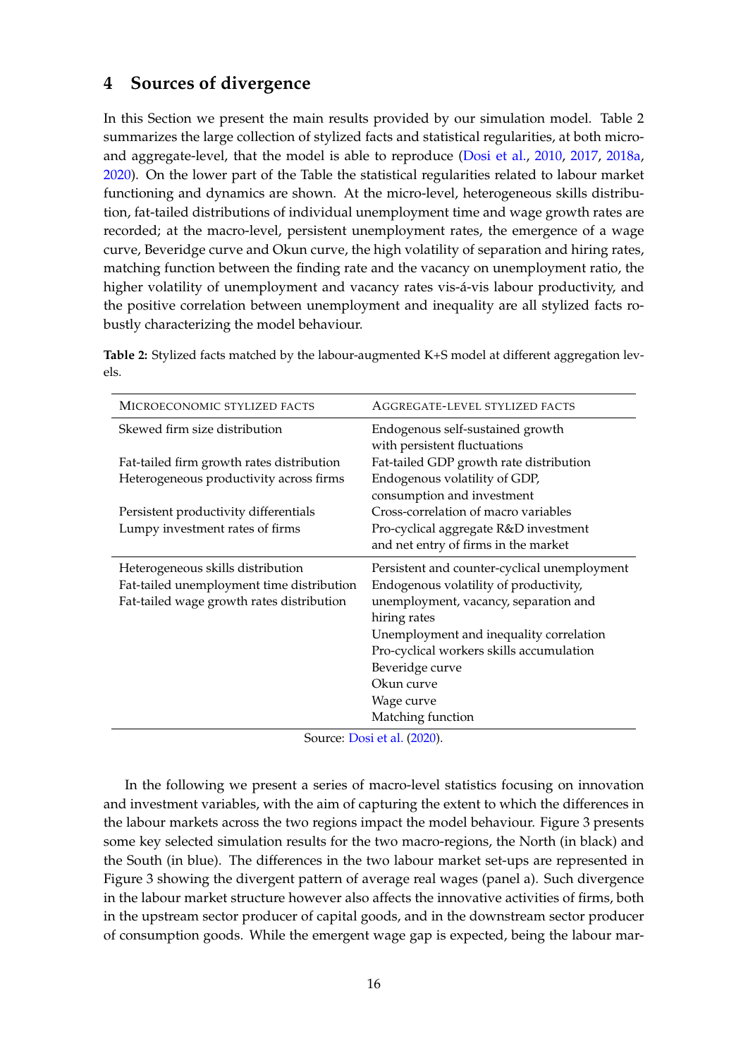## 4 Sources of divergence

In this Section we present the main results provided by our simulation model. Table 2 summarizes the large collection of stylized facts and statistical regularities, at both micro- and aggregate-level, that the model is able to reproduce (Dosi et al., 2010, 2017, 2018a, 2020). On the lower part of the Table the statistical regularities related to labour market functioning and dynamics are shown. At the micro-level, heterogeneous skills distribution, fat-tailed distributions of individual unemployment time and wage growth rates are recorded; at the macro-level, persistent unemployment rates, the emergence of a wage curve, Beveridge curve and Okun curve, the high volatility of separation and hiring rates, matching function between the finding rate and the vacancy on unemployment ratio, the higher volatility of unemployment and vacancy rates vis-á-vis labour productivity, and the positive correlation between unemployment and inequality are all stylized facts robustly characterizing the model behaviour.

**Table 2:** Stylized facts matched by the labour-augmented K+S model at different aggregation levels.

| Microeconomic stylized facts | Aggregate-level stylized facts |
|---|---|
| Skewed firm size distribution | Endogenous self-sustained growth with persistent fluctuations |
| Fat-tailed firm growth rates distribution | Fat-tailed GDP growth rate distribution |
| Heterogeneous productivity across firms | Endogenous volatility of GDP, consumption and investment |
| Persistent productivity differentials | Cross-correlation of macro variables |
| Lumpy investment rates of firms | Pro-cyclical aggregate R&D investment and net entry of firms in the market |
| Heterogeneous skills distribution | Persistent and counter-cyclical unemployment |
| Fat-tailed unemployment time distribution | Endogenous volatility of productivity, unemployment, vacancy, separation and hiring rates |
| Fat-tailed wage growth rates distribution | Unemployment and inequality correlation |
| | Pro-cyclical workers skills accumulation |
| | Beveridge curve |
| | Okun curve |
| | Wage curve |
| | Matching function |

Source: Dosi et al. (2020).

In the following we present a series of macro-level statistics focusing on innovation and investment variables, with the aim of capturing the extent to which the differences in the labour markets across the two regions impact the model behaviour. Figure 3 presents some key selected simulation results for the two macro-regions, the North (in black) and the South (in blue). The differences in the two labour market set-ups are represented in Figure 3 showing the divergent pattern of average real wages (panel a). Such divergence in the labour market structure however also affects the innovative activities of firms, both in the upstream sector producer of capital goods, and in the downstream sector producer of consumption goods. While the emergent wage gap is expected, being the labour mar-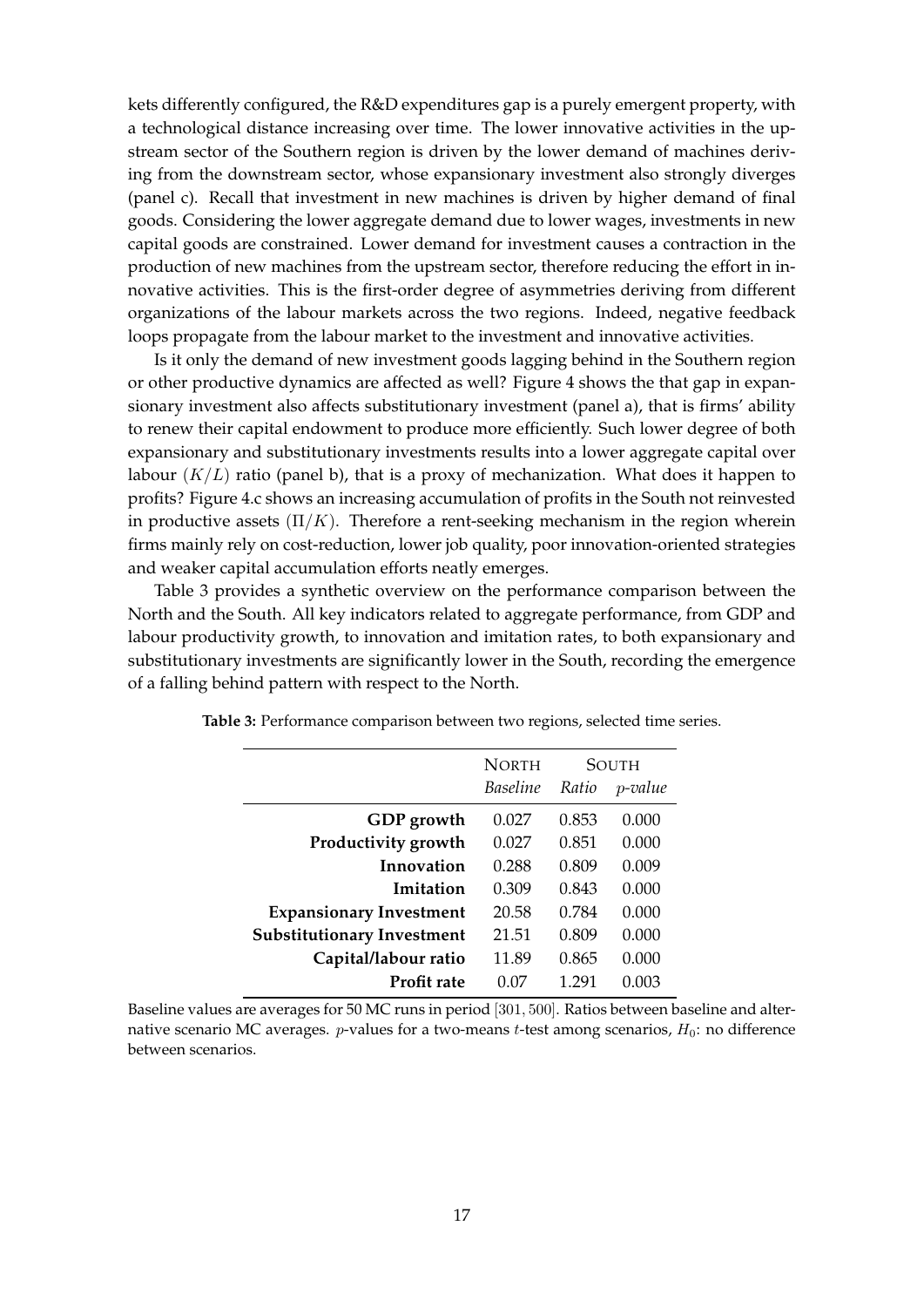kets differently configured, the R&D expenditures gap is a purely emergent property, with a technological distance increasing over time. The lower innovative activities in the upstream sector of the Southern region is driven by the lower demand of machines deriving from the downstream sector, whose expansionary investment also strongly diverges (panel c). Recall that investment in new machines is driven by higher demand of final goods. Considering the lower aggregate demand due to lower wages, investments in new capital goods are constrained. Lower demand for investment causes a contraction in the production of new machines from the upstream sector, therefore reducing the effort in innovative activities. This is the first-order degree of asymmetries deriving from different organizations of the labour markets across the two regions. Indeed, negative feedback loops propagate from the labour market to the investment and innovative activities.

Is it only the demand of new investment goods lagging behind in the Southern region or other productive dynamics are affected as well? Figure 4 shows the that gap in expansionary investment also affects substitutionary investment (panel a), that is firms' ability to renew their capital endowment to produce more efficiently. Such lower degree of both expansionary and substitutionary investments results into a lower aggregate capital over labour ($K/L$) ratio (panel b), that is a proxy of mechanization. What does it happen to profits? Figure 4.c shows an increasing accumulation of profits in the South not reinvested in productive assets ($\Pi/K$). Therefore a rent-seeking mechanism in the region wherein firms mainly rely on cost-reduction, lower job quality, poor innovation-oriented strategies and weaker capital accumulation efforts neatly emerges.

Table 3 provides a synthetic overview on the performance comparison between the North and the South. All key indicators related to aggregate performance, from GDP and labour productivity growth, to innovation and imitation rates, to both expansionary and substitutionary investments are significantly lower in the South, recording the emergence of a falling behind pattern with respect to the North.

**Table 3:** Performance comparison between two regions, selected time series.

| | NORTH | SOUTH | |
|---|---|---|---|
| | *Baseline* | *Ratio* | *p-value* |
| **GDP growth** | 0.027 | 0.853 | 0.000 |
| **Productivity growth** | 0.027 | 0.851 | 0.000 |
| **Innovation** | 0.288 | 0.809 | 0.009 |
| **Imitation** | 0.309 | 0.843 | 0.000 |
| **Expansionary Investment** | 20.58 | 0.784 | 0.000 |
| **Substitutionary Investment** | 21.51 | 0.809 | 0.000 |
| **Capital/labour ratio** | 11.89 | 0.865 | 0.000 |
| **Profit rate** | 0.07 | 1.291 | 0.003 |

Baseline values are averages for 50 MC runs in period $[301, 500]$. Ratios between baseline and alternative scenario MC averages. $p$-values for a two-means $t$-test among scenarios, $H_0$: no difference between scenarios.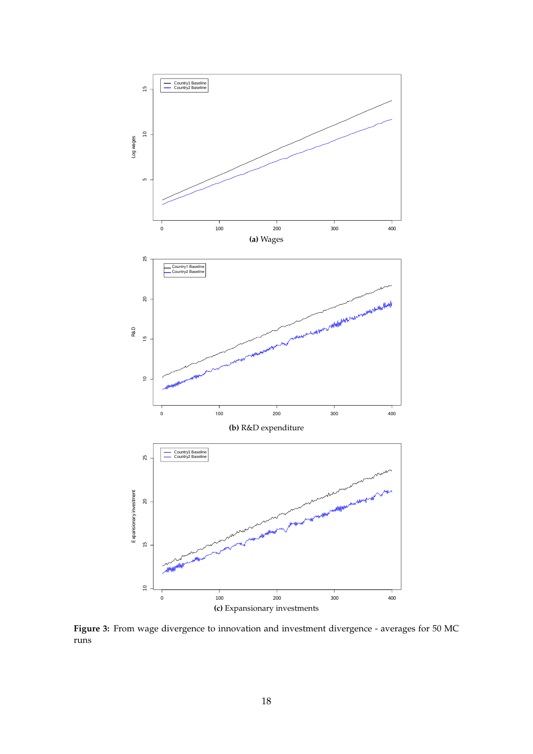(a) Wages

(b) R&D expenditure

(c) Expansionary investments

**Figure 3:** From wage divergence to innovation and investment divergence - averages for 50 MC runs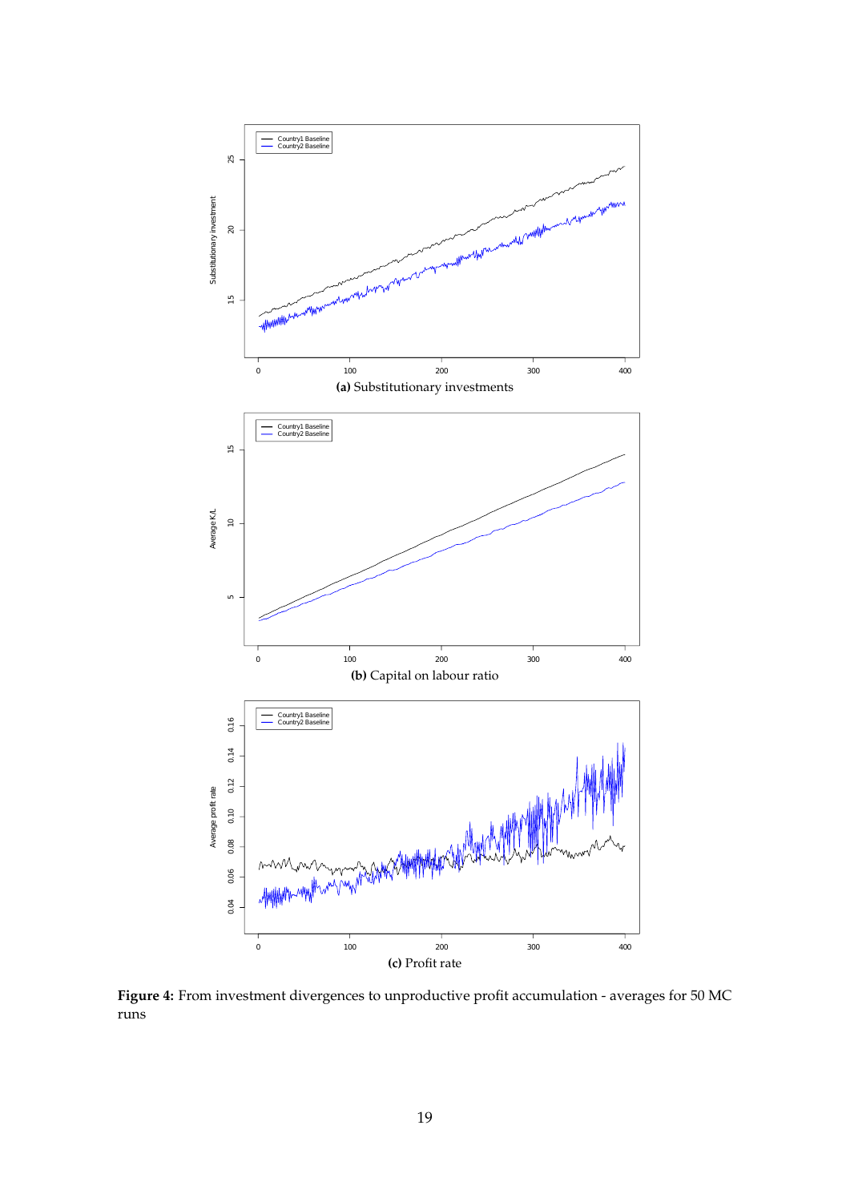**(a)** Substitutionary investments

**(b)** Capital on labour ratio

**(c)** Profit rate

**Figure 4:** From investment divergences to unproductive profit accumulation - averages for 50 MC runs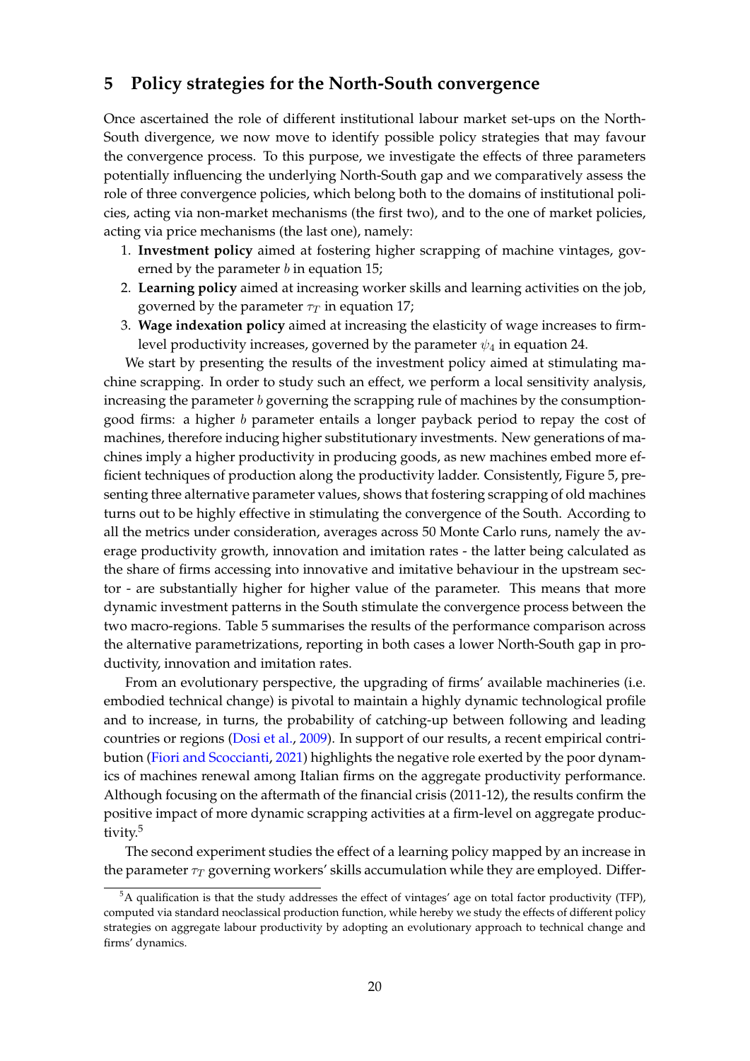## 5 Policy strategies for the North-South convergence

Once ascertained the role of different institutional labour market set-ups on the North-South divergence, we now move to identify possible policy strategies that may favour the convergence process. To this purpose, we investigate the effects of three parameters potentially influencing the underlying North-South gap and we comparatively assess the role of three convergence policies, which belong both to the domains of institutional policies, acting via non-market mechanisms (the first two), and to the one of market policies, acting via price mechanisms (the last one), namely:

1. **Investment policy** aimed at fostering higher scrapping of machine vintages, governed by the parameter $b$ in equation 15;
2. **Learning policy** aimed at increasing worker skills and learning activities on the job, governed by the parameter $\tau_T$ in equation 17;
3. **Wage indexation policy** aimed at increasing the elasticity of wage increases to firm-level productivity increases, governed by the parameter $\psi_4$ in equation 24.

We start by presenting the results of the investment policy aimed at stimulating machine scrapping. In order to study such an effect, we perform a local sensitivity analysis, increasing the parameter $b$ governing the scrapping rule of machines by the consumption-good firms: a higher $b$ parameter entails a longer payback period to repay the cost of machines, therefore inducing higher substitutionary investments. New generations of machines imply a higher productivity in producing goods, as new machines embed more efficient techniques of production along the productivity ladder. Consistently, Figure 5, presenting three alternative parameter values, shows that fostering scrapping of old machines turns out to be highly effective in stimulating the convergence of the South. According to all the metrics under consideration, averages across 50 Monte Carlo runs, namely the average productivity growth, innovation and imitation rates - the latter being calculated as the share of firms accessing into innovative and imitative behaviour in the upstream sector - are substantially higher for higher value of the parameter. This means that more dynamic investment patterns in the South stimulate the convergence process between the two macro-regions. Table 5 summarises the results of the performance comparison across the alternative parametrizations, reporting in both cases a lower North-South gap in productivity, innovation and imitation rates.

From an evolutionary perspective, the upgrading of firms' available machineries (i.e. embodied technical change) is pivotal to maintain a highly dynamic technological profile and to increase, in turns, the probability of catching-up between following and leading countries or regions (Dosi et al., 2009). In support of our results, a recent empirical contribution (Fiori and Scoccianti, 2021) highlights the negative role exerted by the poor dynamics of machines renewal among Italian firms on the aggregate productivity performance. Although focusing on the aftermath of the financial crisis (2011-12), the results confirm the positive impact of more dynamic scrapping activities at a firm-level on aggregate productivity.[5]

The second experiment studies the effect of a learning policy mapped by an increase in the parameter $\tau_T$ governing workers' skills accumulation while they are employed. Differ-

[5] A qualification is that the study addresses the effect of vintages' age on total factor productivity (TFP), computed via standard neoclassical production function, while hereby we study the effects of different policy strategies on aggregate labour productivity by adopting an evolutionary approach to technical change and firms' dynamics.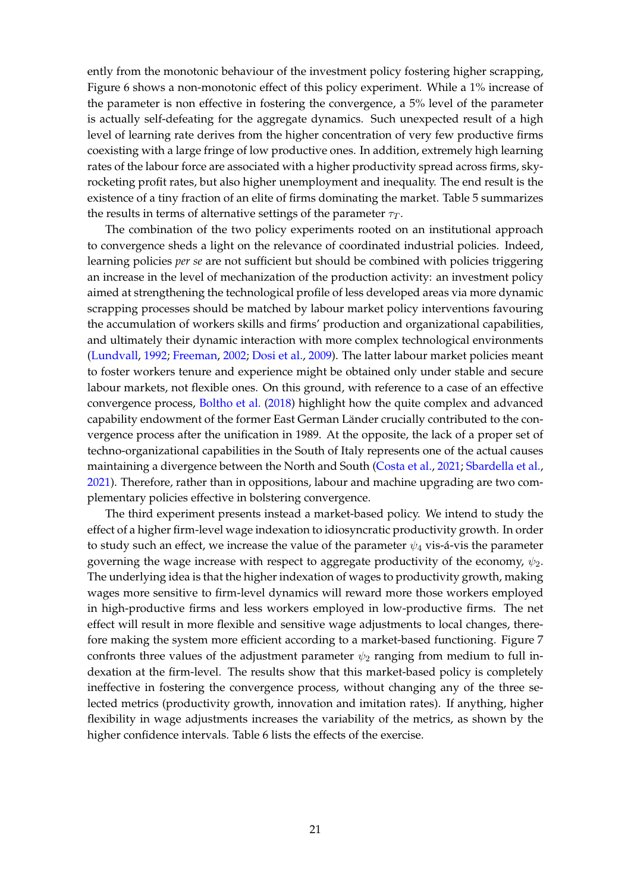ently from the monotonic behaviour of the investment policy fostering higher scrapping, Figure 6 shows a non-monotonic effect of this policy experiment. While a 1% increase of the parameter is non effective in fostering the convergence, a 5% level of the parameter is actually self-defeating for the aggregate dynamics. Such unexpected result of a high level of learning rate derives from the higher concentration of very few productive firms coexisting with a large fringe of low productive ones. In addition, extremely high learning rates of the labour force are associated with a higher productivity spread across firms, sky-rocketing profit rates, but also higher unemployment and inequality. The end result is the existence of a tiny fraction of an elite of firms dominating the market. Table 5 summarizes the results in terms of alternative settings of the parameter $\tau_T$.

The combination of the two policy experiments rooted on an institutional approach to convergence sheds a light on the relevance of coordinated industrial policies. Indeed, learning policies *per se* are not sufficient but should be combined with policies triggering an increase in the level of mechanization of the production activity: an investment policy aimed at strengthening the technological profile of less developed areas via more dynamic scrapping processes should be matched by labour market policy interventions favouring the accumulation of workers skills and firms' production and organizational capabilities, and ultimately their dynamic interaction with more complex technological environments (Lundvall, 1992; Freeman, 2002; Dosi et al., 2009). The latter labour market policies meant to foster workers tenure and experience might be obtained only under stable and secure labour markets, not flexible ones. On this ground, with reference to a case of an effective convergence process, Boltho et al. (2018) highlight how the quite complex and advanced capability endowment of the former East German Länder crucially contributed to the convergence process after the unification in 1989. At the opposite, the lack of a proper set of techno-organizational capabilities in the South of Italy represents one of the actual causes maintaining a divergence between the North and South (Costa et al., 2021; Sbardella et al., 2021). Therefore, rather than in oppositions, labour and machine upgrading are two complementary policies effective in bolstering convergence.

The third experiment presents instead a market-based policy. We intend to study the effect of a higher firm-level wage indexation to idiosyncratic productivity growth. In order to study such an effect, we increase the value of the parameter $\psi_4$ vis-á-vis the parameter governing the wage increase with respect to aggregate productivity of the economy, $\psi_2$. The underlying idea is that the higher indexation of wages to productivity growth, making wages more sensitive to firm-level dynamics will reward more those workers employed in high-productive firms and less workers employed in low-productive firms. The net effect will result in more flexible and sensitive wage adjustments to local changes, therefore making the system more efficient according to a market-based functioning. Figure 7 confronts three values of the adjustment parameter $\psi_2$ ranging from medium to full indexation at the firm-level. The results show that this market-based policy is completely ineffective in fostering the convergence process, without changing any of the three selected metrics (productivity growth, innovation and imitation rates). If anything, higher flexibility in wage adjustments increases the variability of the metrics, as shown by the higher confidence intervals. Table 6 lists the effects of the exercise.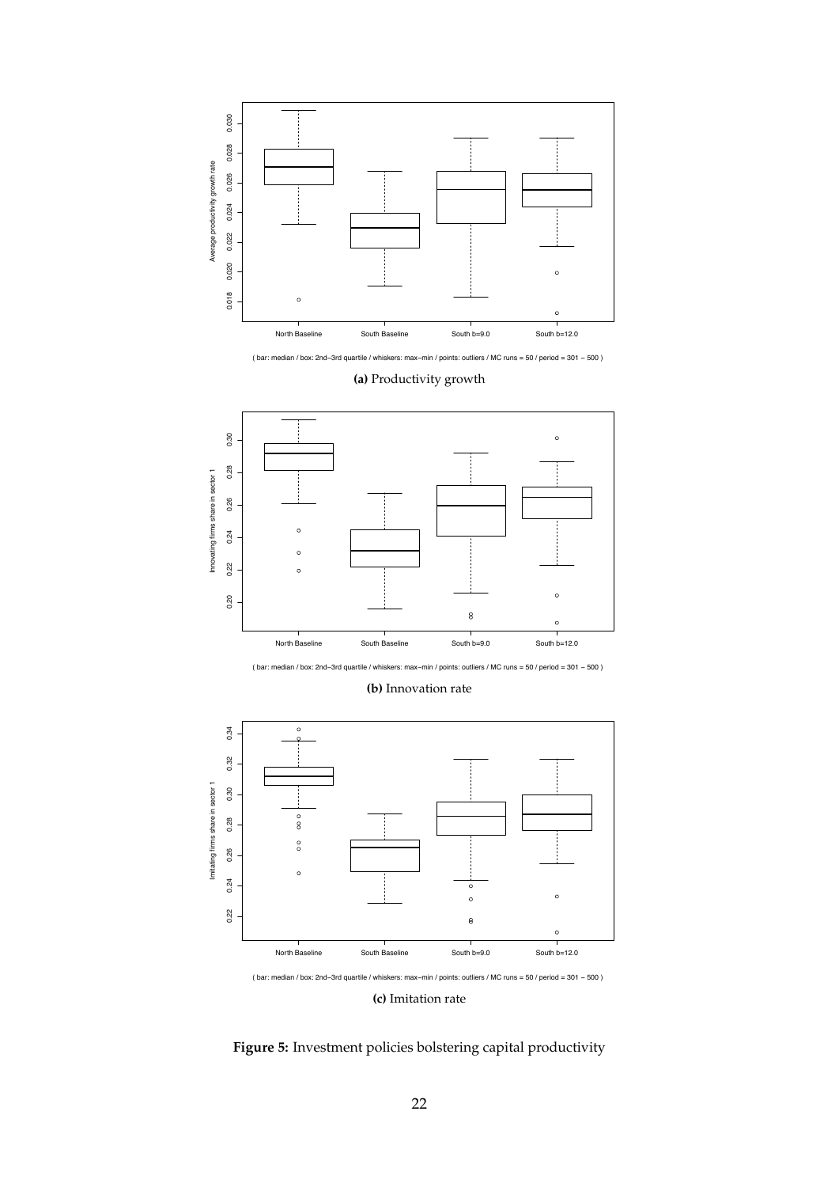( bar: median / box: 2nd–3rd quartile / whiskers: max–min / points: outliers / MC runs = 50 / period = 301 – 500 )

**(a)** Productivity growth

( bar: median / box: 2nd–3rd quartile / whiskers: max–min / points: outliers / MC runs = 50 / period = 301 – 500 )

**(b)** Innovation rate

( bar: median / box: 2nd–3rd quartile / whiskers: max–min / points: outliers / MC runs = 50 / period = 301 – 500 )

**(c)** Imitation rate

**Figure 5:** Investment policies bolstering capital productivity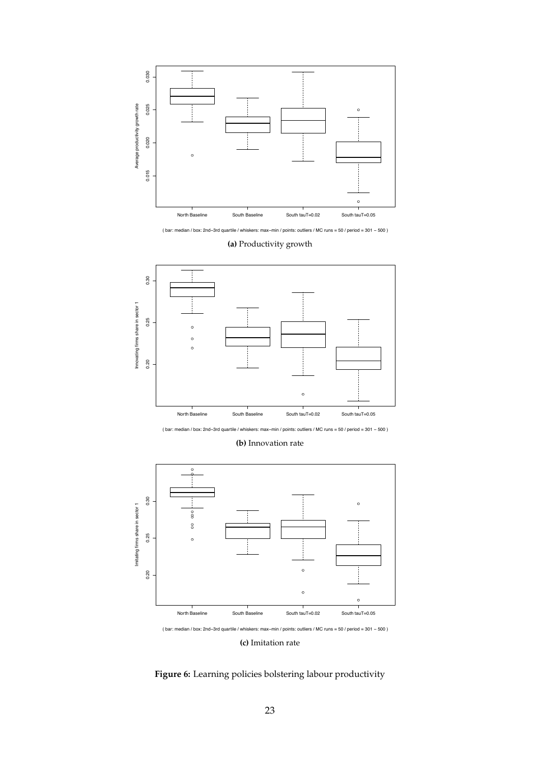( bar: median / box: 2nd–3rd quartile / whiskers: max–min / points: outliers / MC runs = 50 / period = 301 – 500 )

**(a)** Productivity growth

( bar: median / box: 2nd–3rd quartile / whiskers: max–min / points: outliers / MC runs = 50 / period = 301 – 500 )

**(b)** Innovation rate

( bar: median / box: 2nd–3rd quartile / whiskers: max–min / points: outliers / MC runs = 50 / period = 301 – 500 )

**(c)** Imitation rate

**Figure 6:** Learning policies bolstering labour productivity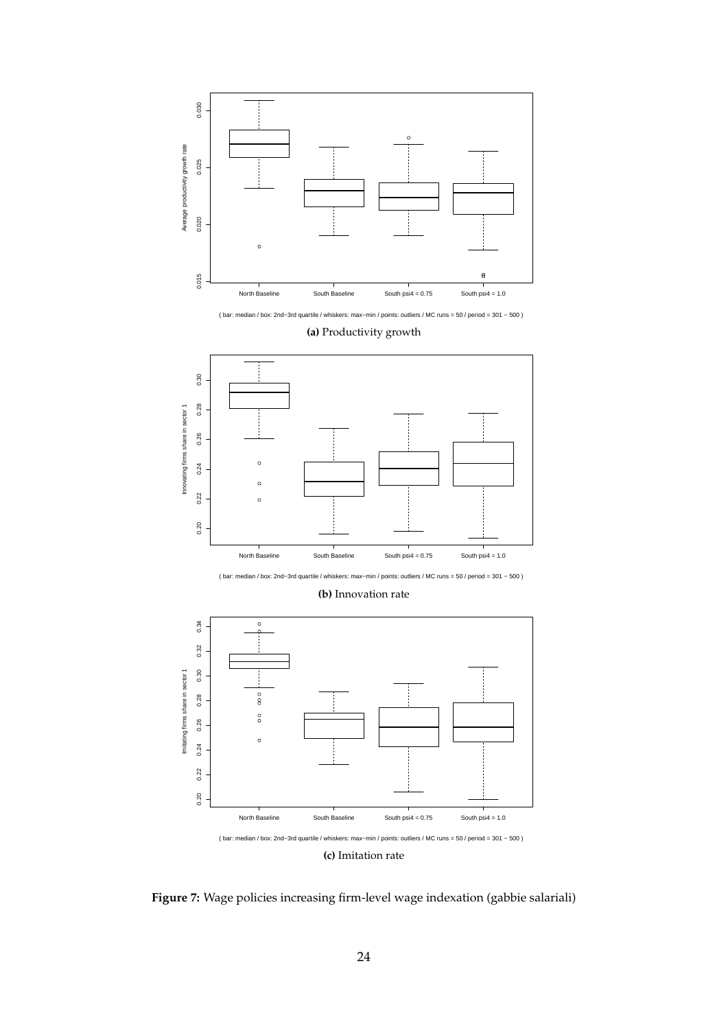( bar: median / box: 2nd−3rd quartile / whiskers: max−min / points: outliers / MC runs = 50 / period = 301 − 500 )

**(a)** Productivity growth

( bar: median / box: 2nd−3rd quartile / whiskers: max−min / points: outliers / MC runs = 50 / period = 301 − 500 )

**(b)** Innovation rate

( bar: median / box: 2nd−3rd quartile / whiskers: max−min / points: outliers / MC runs = 50 / period = 301 − 500 )

**(c)** Imitation rate

**Figure 7:** Wage policies increasing firm-level wage indexation (gabbie salariali)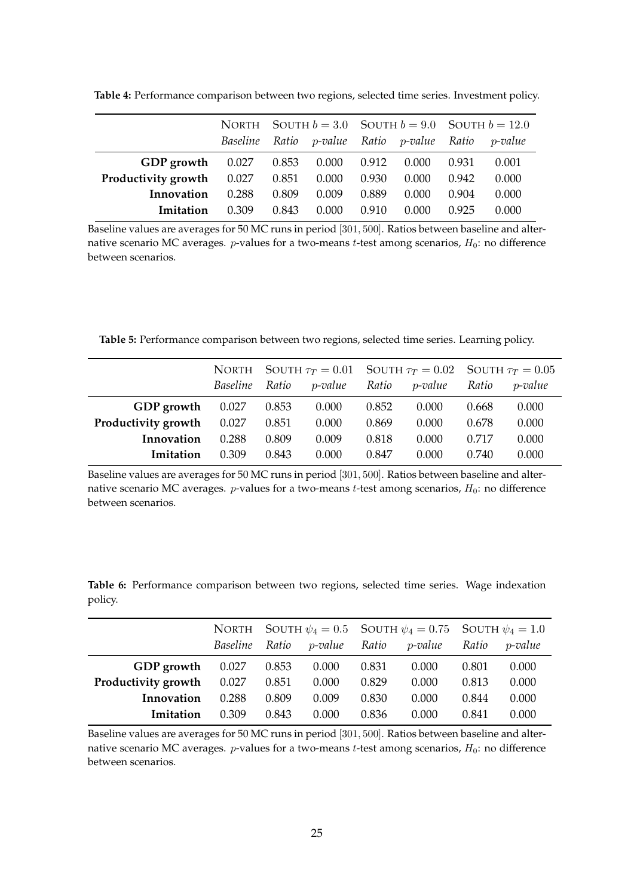**Table 4:** Performance comparison between two regions, selected time series. Investment policy.

| | NORTH | SOUTH $b = 3.0$ | | SOUTH $b = 9.0$ | | SOUTH $b = 12.0$ | |
|---|---|---|---|---|---|---|---|
| | *Baseline* | *Ratio* | *p-value* | *Ratio* | *p-value* | *Ratio* | *p-value* |
| **GDP growth** | 0.027 | 0.853 | 0.000 | 0.912 | 0.000 | 0.931 | 0.001 |
| **Productivity growth** | 0.027 | 0.851 | 0.000 | 0.930 | 0.000 | 0.942 | 0.000 |
| **Innovation** | 0.288 | 0.809 | 0.009 | 0.889 | 0.000 | 0.904 | 0.000 |
| **Imitation** | 0.309 | 0.843 | 0.000 | 0.910 | 0.000 | 0.925 | 0.000 |

Baseline values are averages for 50 MC runs in period $[301, 500]$. Ratios between baseline and alternative scenario MC averages. $p$-values for a two-means $t$-test among scenarios, $H_0$: no difference between scenarios.

**Table 5:** Performance comparison between two regions, selected time series. Learning policy.

| | NORTH | SOUTH $\tau_T = 0.01$ | | SOUTH $\tau_T = 0.02$ | | SOUTH $\tau_T = 0.05$ | |
|---|---|---|---|---|---|---|---|
| | *Baseline* | *Ratio* | *p-value* | *Ratio* | *p-value* | *Ratio* | *p-value* |
| **GDP growth** | 0.027 | 0.853 | 0.000 | 0.852 | 0.000 | 0.668 | 0.000 |
| **Productivity growth** | 0.027 | 0.851 | 0.000 | 0.869 | 0.000 | 0.678 | 0.000 |
| **Innovation** | 0.288 | 0.809 | 0.009 | 0.818 | 0.000 | 0.717 | 0.000 |
| **Imitation** | 0.309 | 0.843 | 0.000 | 0.847 | 0.000 | 0.740 | 0.000 |

Baseline values are averages for 50 MC runs in period $[301, 500]$. Ratios between baseline and alternative scenario MC averages. $p$-values for a two-means $t$-test among scenarios, $H_0$: no difference between scenarios.

**Table 6:** Performance comparison between two regions, selected time series. Wage indexation policy.

| | NORTH | SOUTH $\psi_4 = 0.5$ | | SOUTH $\psi_4 = 0.75$ | | SOUTH $\psi_4 = 1.0$ | |
|---|---|---|---|---|---|---|---|
| | *Baseline* | *Ratio* | *p-value* | *Ratio* | *p-value* | *Ratio* | *p-value* |
| **GDP growth** | 0.027 | 0.853 | 0.000 | 0.831 | 0.000 | 0.801 | 0.000 |
| **Productivity growth** | 0.027 | 0.851 | 0.000 | 0.829 | 0.000 | 0.813 | 0.000 |
| **Innovation** | 0.288 | 0.809 | 0.009 | 0.830 | 0.000 | 0.844 | 0.000 |
| **Imitation** | 0.309 | 0.843 | 0.000 | 0.836 | 0.000 | 0.841 | 0.000 |

Baseline values are averages for 50 MC runs in period $[301, 500]$. Ratios between baseline and alternative scenario MC averages. $p$-values for a two-means $t$-test among scenarios, $H_0$: no difference between scenarios.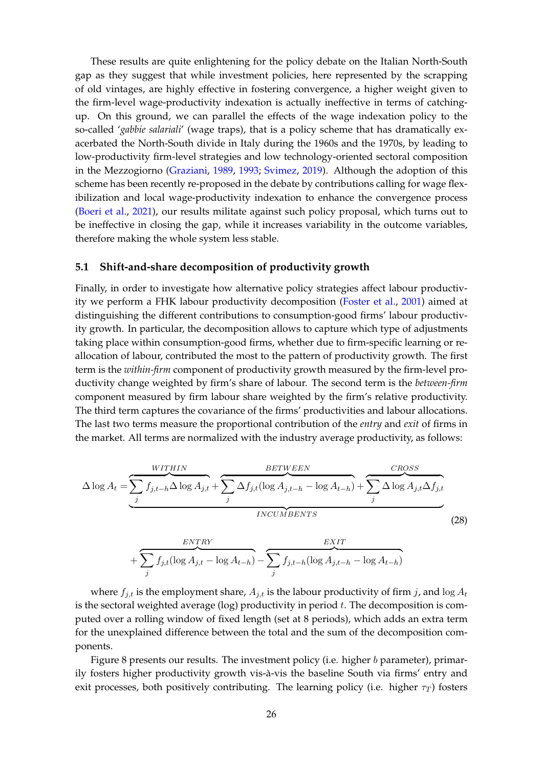These results are quite enlightening for the policy debate on the Italian North-South gap as they suggest that while investment policies, here represented by the scrapping of old vintages, are highly effective in fostering convergence, a higher weight given to the firm-level wage-productivity indexation is actually ineffective in terms of catching-up. On this ground, we can parallel the effects of the wage indexation policy to the so-called '*gabbie salariali*' (wage traps), that is a policy scheme that has dramatically exacerbated the North-South divide in Italy during the 1960s and the 1970s, by leading to low-productivity firm-level strategies and low technology-oriented sectoral composition in the Mezzogiorno (Graziani, 1989, 1993; Svimez, 2019). Although the adoption of this scheme has been recently re-proposed in the debate by contributions calling for wage flexibilization and local wage-productivity indexation to enhance the convergence process (Boeri et al., 2021), our results militate against such policy proposal, which turns out to be ineffective in closing the gap, while it increases variability in the outcome variables, therefore making the whole system less stable.

### 5.1 Shift-and-share decomposition of productivity growth

Finally, in order to investigate how alternative policy strategies affect labour productivity we perform a FHK labour productivity decomposition (Foster et al., 2001) aimed at distinguishing the different contributions to consumption-good firms' labour productivity growth. In particular, the decomposition allows to capture which type of adjustments taking place within consumption-good firms, whether due to firm-specific learning or reallocation of labour, contributed the most to the pattern of productivity growth. The first term is the *within-firm* component of productivity growth measured by the firm-level productivity change weighted by firm's share of labour. The second term is the *between-firm* component measured by firm labour share weighted by the firm's relative productivity. The third term captures the covariance of the firms' productivities and labour allocations. The last two terms measure the proportional contribution of the *entry* and *exit* of firms in the market. All terms are normalized with the industry average productivity, as follows:

$$
\begin{aligned}
\Delta \log A_t = & \underbrace{\overbrace{\sum_j f_{j,t-h} \Delta \log A_{j,t}}^{WITHIN} + \overbrace{\sum_j \Delta f_{j,t} (\log A_{j,t-h} - \log A_{t-h})}^{BETWEEN} + \overbrace{\sum_j \Delta \log A_{j,t} \Delta f_{j,t}}^{CROSS}}_{INCUMBENTS} \\
& + \overbrace{\sum_j f_{j,t} (\log A_{j,t} - \log A_{t-h})}^{ENTRY} - \overbrace{\sum_j f_{j,t-h} (\log A_{j,t-h} - \log A_{t-h})}^{EXIT}
\end{aligned}
\tag{28}
$$

where $f_{j,t}$ is the employment share, $A_{j,t}$ is the labour productivity of firm $j$, and $\log A_t$ is the sectoral weighted average (log) productivity in period $t$. The decomposition is computed over a rolling window of fixed length (set at 8 periods), which adds an extra term for the unexplained difference between the total and the sum of the decomposition components.

Figure 8 presents our results. The investment policy (i.e. higher $b$ parameter), primarily fosters higher productivity growth vis-à-vis the baseline South via firms' entry and exit processes, both positively contributing. The learning policy (i.e. higher $\tau_T$) fosters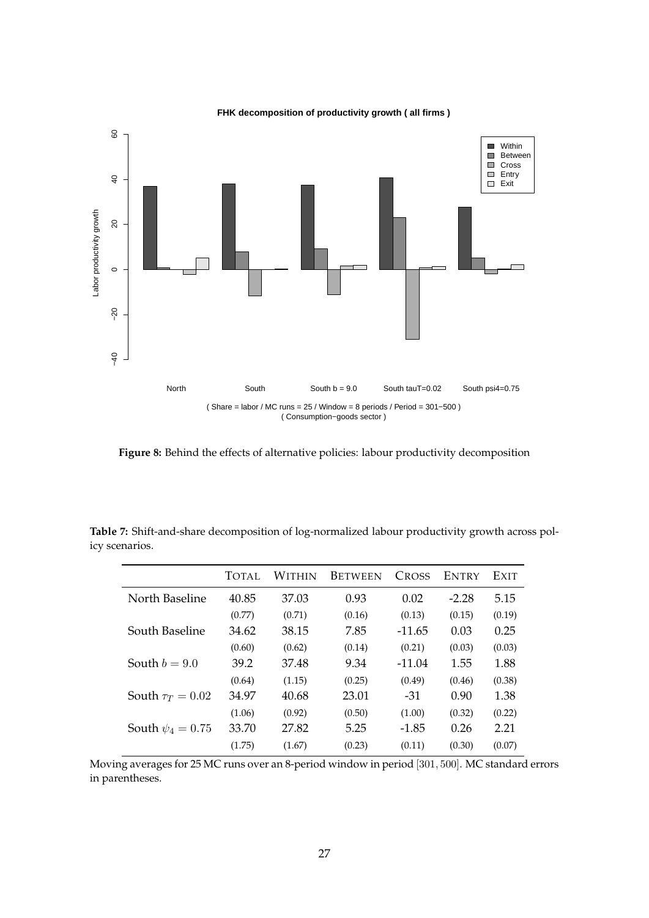**Figure 8:** Behind the effects of alternative policies: labour productivity decomposition

**Table 7:** Shift-and-share decomposition of log-normalized labour productivity growth across policy scenarios.

| | TOTAL | WITHIN | BETWEEN | CROSS | ENTRY | EXIT |
|---|---|---|---|---|---|---|
| North Baseline | 40.85 | 37.03 | 0.93 | 0.02 | -2.28 | 5.15 |
| | (0.77) | (0.71) | (0.16) | (0.13) | (0.15) | (0.19) |
| South Baseline | 34.62 | 38.15 | 7.85 | -11.65 | 0.03 | 0.25 |
| | (0.60) | (0.62) | (0.14) | (0.21) | (0.03) | (0.03) |
| South $b = 9.0$ | 39.2 | 37.48 | 9.34 | -11.04 | 1.55 | 1.88 |
| | (0.64) | (1.15) | (0.25) | (0.49) | (0.46) | (0.38) |
| South $\tau_T = 0.02$ | 34.97 | 40.68 | 23.01 | -31 | 0.90 | 1.38 |
| | (1.06) | (0.92) | (0.50) | (1.00) | (0.32) | (0.22) |
| South $\psi_4 = 0.75$ | 33.70 | 27.82 | 5.25 | -1.85 | 0.26 | 2.21 |
| | (1.75) | (1.67) | (0.23) | (0.11) | (0.30) | (0.07) |

Moving averages for 25 MC runs over an 8-period window in period $[301, 500]$. MC standard errors in parentheses.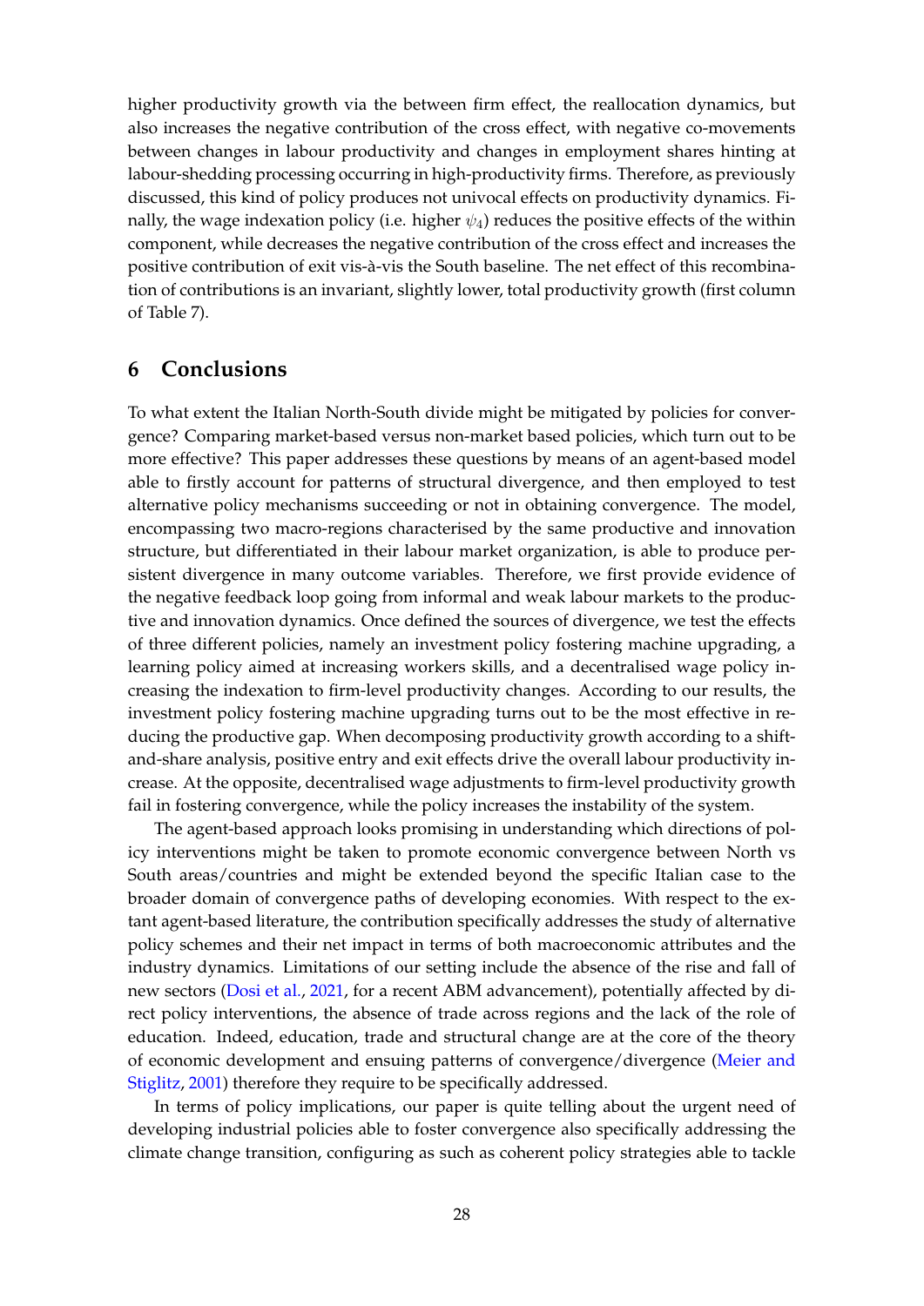higher productivity growth via the between firm effect, the reallocation dynamics, but also increases the negative contribution of the cross effect, with negative co-movements between changes in labour productivity and changes in employment shares hinting at labour-shedding processing occurring in high-productivity firms. Therefore, as previously discussed, this kind of policy produces not univocal effects on productivity dynamics. Finally, the wage indexation policy (i.e. higher $\psi_4$) reduces the positive effects of the within component, while decreases the negative contribution of the cross effect and increases the positive contribution of exit vis-à-vis the South baseline. The net effect of this recombination of contributions is an invariant, slightly lower, total productivity growth (first column of Table 7).

## 6 Conclusions

To what extent the Italian North-South divide might be mitigated by policies for convergence? Comparing market-based versus non-market based policies, which turn out to be more effective? This paper addresses these questions by means of an agent-based model able to firstly account for patterns of structural divergence, and then employed to test alternative policy mechanisms succeeding or not in obtaining convergence. The model, encompassing two macro-regions characterised by the same productive and innovation structure, but differentiated in their labour market organization, is able to produce persistent divergence in many outcome variables. Therefore, we first provide evidence of the negative feedback loop going from informal and weak labour markets to the productive and innovation dynamics. Once defined the sources of divergence, we test the effects of three different policies, namely an investment policy fostering machine upgrading, a learning policy aimed at increasing workers skills, and a decentralised wage policy increasing the indexation to firm-level productivity changes. According to our results, the investment policy fostering machine upgrading turns out to be the most effective in reducing the productive gap. When decomposing productivity growth according to a shift-and-share analysis, positive entry and exit effects drive the overall labour productivity increase. At the opposite, decentralised wage adjustments to firm-level productivity growth fail in fostering convergence, while the policy increases the instability of the system.

The agent-based approach looks promising in understanding which directions of policy interventions might be taken to promote economic convergence between North vs South areas/countries and might be extended beyond the specific Italian case to the broader domain of convergence paths of developing economies. With respect to the extant agent-based literature, the contribution specifically addresses the study of alternative policy schemes and their net impact in terms of both macroeconomic attributes and the industry dynamics. Limitations of our setting include the absence of the rise and fall of new sectors (Dosi et al., 2021, for a recent ABM advancement), potentially affected by direct policy interventions, the absence of trade across regions and the lack of the role of education. Indeed, education, trade and structural change are at the core of the theory of economic development and ensuing patterns of convergence/divergence (Meier and Stiglitz, 2001) therefore they require to be specifically addressed.

In terms of policy implications, our paper is quite telling about the urgent need of developing industrial policies able to foster convergence also specifically addressing the climate change transition, configuring as such as coherent policy strategies able to tackle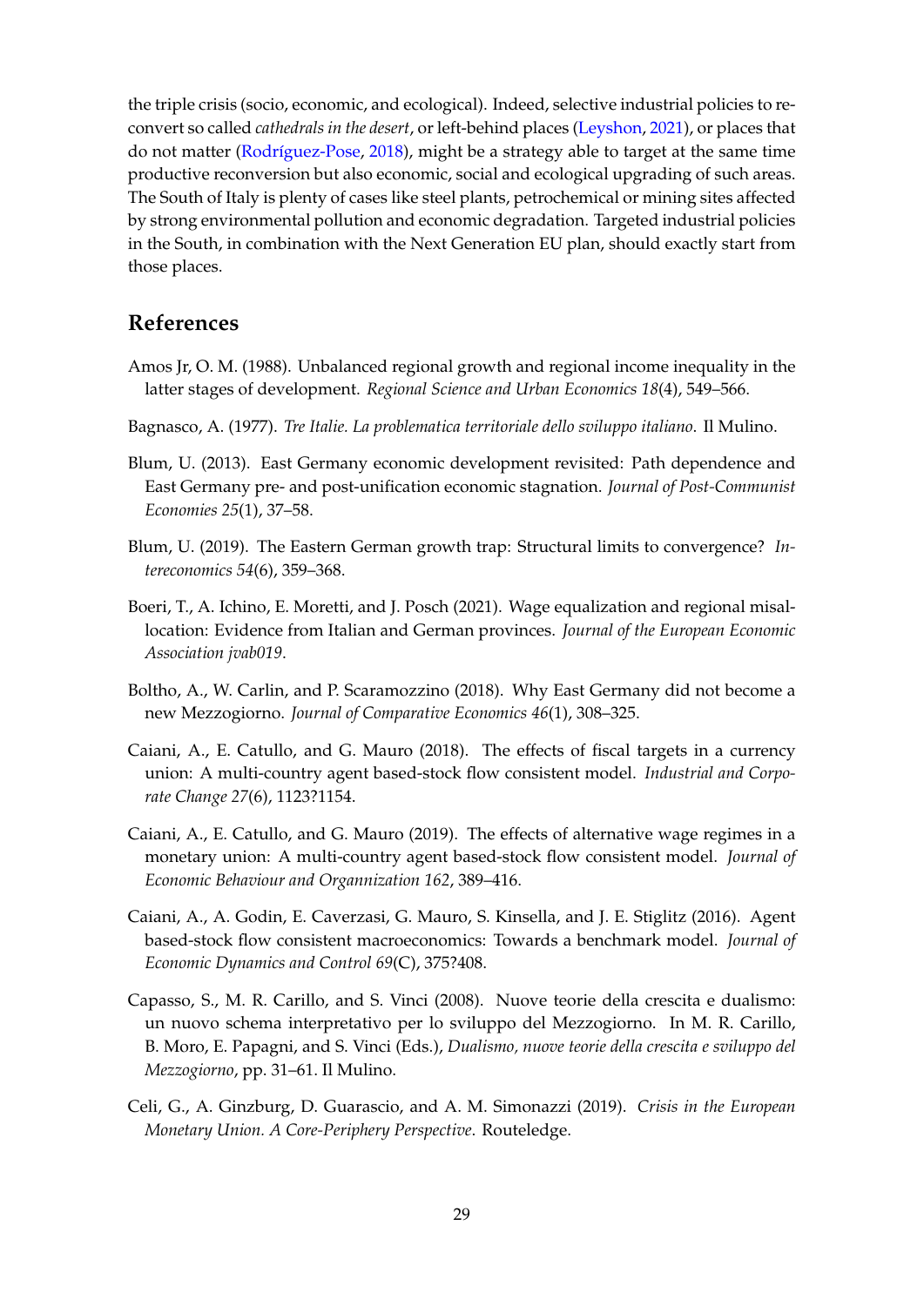the triple crisis (socio, economic, and ecological). Indeed, selective industrial policies to reconvert so called *cathedrals in the desert*, or left-behind places (Leyshon, 2021), or places that do not matter (Rodríguez-Pose, 2018), might be a strategy able to target at the same time productive reconversion but also economic, social and ecological upgrading of such areas. The South of Italy is plenty of cases like steel plants, petrochemical or mining sites affected by strong environmental pollution and economic degradation. Targeted industrial policies in the South, in combination with the Next Generation EU plan, should exactly start from those places.

## References

Amos Jr, O. M. (1988). Unbalanced regional growth and regional income inequality in the latter stages of development. *Regional Science and Urban Economics 18*(4), 549–566.

Bagnasco, A. (1977). *Tre Italie. La problematica territoriale dello sviluppo italiano*. Il Mulino.

Blum, U. (2013). East Germany economic development revisited: Path dependence and East Germany pre- and post-unification economic stagnation. *Journal of Post-Communist Economies 25*(1), 37–58.

Blum, U. (2019). The Eastern German growth trap: Structural limits to convergence? *Intereconomics 54*(6), 359–368.

Boeri, T., A. Ichino, E. Moretti, and J. Posch (2021). Wage equalization and regional misallocation: Evidence from Italian and German provinces. *Journal of the European Economic Association jvab019*.

Boltho, A., W. Carlin, and P. Scaramozzino (2018). Why East Germany did not become a new Mezzogiorno. *Journal of Comparative Economics 46*(1), 308–325.

Caiani, A., E. Catullo, and G. Mauro (2018). The effects of fiscal targets in a currency union: A multi-country agent based-stock flow consistent model. *Industrial and Corporate Change 27*(6), 1123?1154.

Caiani, A., E. Catullo, and G. Mauro (2019). The effects of alternative wage regimes in a monetary union: A multi-country agent based-stock flow consistent model. *Journal of Economic Behaviour and Organnization 162*, 389–416.

Caiani, A., A. Godin, E. Caverzasi, G. Mauro, S. Kinsella, and J. E. Stiglitz (2016). Agent based-stock flow consistent macroeconomics: Towards a benchmark model. *Journal of Economic Dynamics and Control 69*(C), 375?408.

Capasso, S., M. R. Carillo, and S. Vinci (2008). Nuove teorie della crescita e dualismo: un nuovo schema interpretativo per lo sviluppo del Mezzogiorno. In M. R. Carillo, B. Moro, E. Papagni, and S. Vinci (Eds.), *Dualismo, nuove teorie della crescita e sviluppo del Mezzogiorno*, pp. 31–61. Il Mulino.

Celi, G., A. Ginzburg, D. Guarascio, and A. M. Simonazzi (2019). *Crisis in the European Monetary Union. A Core-Periphery Perspective*. Routeledge.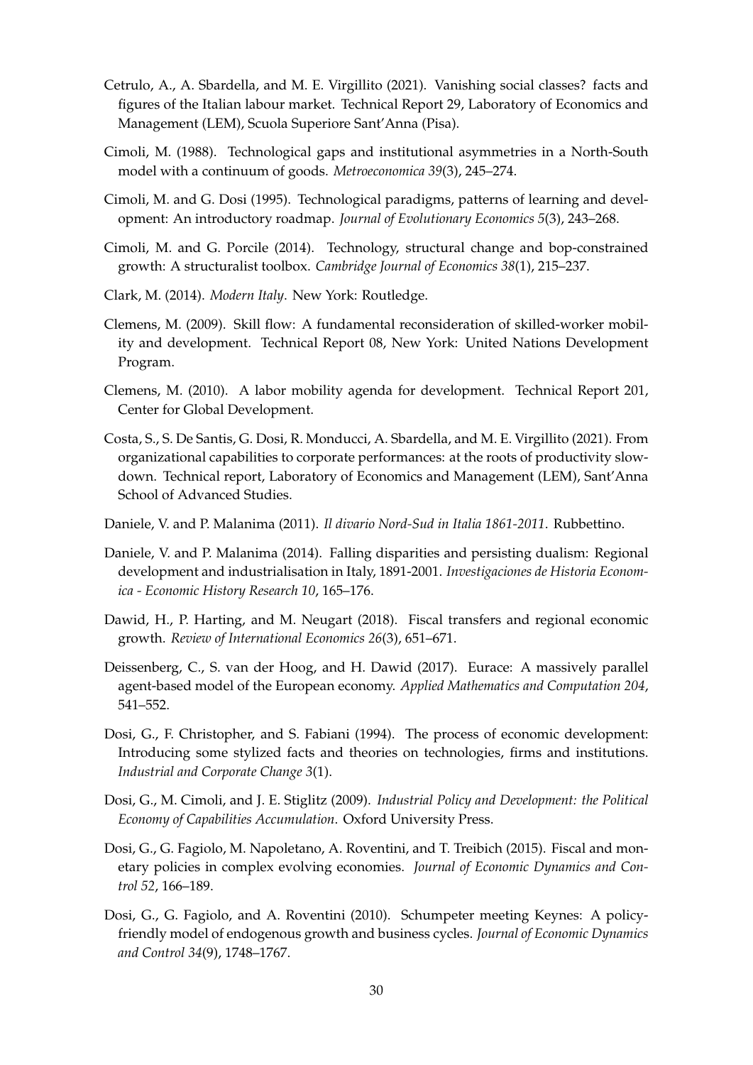Cetrulo, A., A. Sbardella, and M. E. Virgillito (2021). Vanishing social classes? facts and figures of the Italian labour market. Technical Report 29, Laboratory of Economics and Management (LEM), Scuola Superiore Sant'Anna (Pisa).

Cimoli, M. (1988). Technological gaps and institutional asymmetries in a North-South model with a continuum of goods. *Metroeconomica 39*(3), 245–274.

Cimoli, M. and G. Dosi (1995). Technological paradigms, patterns of learning and development: An introductory roadmap. *Journal of Evolutionary Economics 5*(3), 243–268.

Cimoli, M. and G. Porcile (2014). Technology, structural change and bop-constrained growth: A structuralist toolbox. *Cambridge Journal of Economics 38*(1), 215–237.

Clark, M. (2014). *Modern Italy*. New York: Routledge.

Clemens, M. (2009). Skill flow: A fundamental reconsideration of skilled-worker mobility and development. Technical Report 08, New York: United Nations Development Program.

Clemens, M. (2010). A labor mobility agenda for development. Technical Report 201, Center for Global Development.

Costa, S., S. De Santis, G. Dosi, R. Monducci, A. Sbardella, and M. E. Virgillito (2021). From organizational capabilities to corporate performances: at the roots of productivity slowdown. Technical report, Laboratory of Economics and Management (LEM), Sant'Anna School of Advanced Studies.

Daniele, V. and P. Malanima (2011). *Il divario Nord-Sud in Italia 1861-2011*. Rubbettino.

Daniele, V. and P. Malanima (2014). Falling disparities and persisting dualism: Regional development and industrialisation in Italy, 1891-2001. *Investigaciones de Historia Economica - Economic History Research 10*, 165–176.

Dawid, H., P. Harting, and M. Neugart (2018). Fiscal transfers and regional economic growth. *Review of International Economics 26*(3), 651–671.

Deissenberg, C., S. van der Hoog, and H. Dawid (2017). Eurace: A massively parallel agent-based model of the European economy. *Applied Mathematics and Computation 204*, 541–552.

Dosi, G., F. Christopher, and S. Fabiani (1994). The process of economic development: Introducing some stylized facts and theories on technologies, firms and institutions. *Industrial and Corporate Change 3*(1).

Dosi, G., M. Cimoli, and J. E. Stiglitz (2009). *Industrial Policy and Development: the Political Economy of Capabilities Accumulation*. Oxford University Press.

Dosi, G., G. Fagiolo, M. Napoletano, A. Roventini, and T. Treibich (2015). Fiscal and monetary policies in complex evolving economies. *Journal of Economic Dynamics and Control 52*, 166–189.

Dosi, G., G. Fagiolo, and A. Roventini (2010). Schumpeter meeting Keynes: A policy-friendly model of endogenous growth and business cycles. *Journal of Economic Dynamics and Control 34*(9), 1748–1767.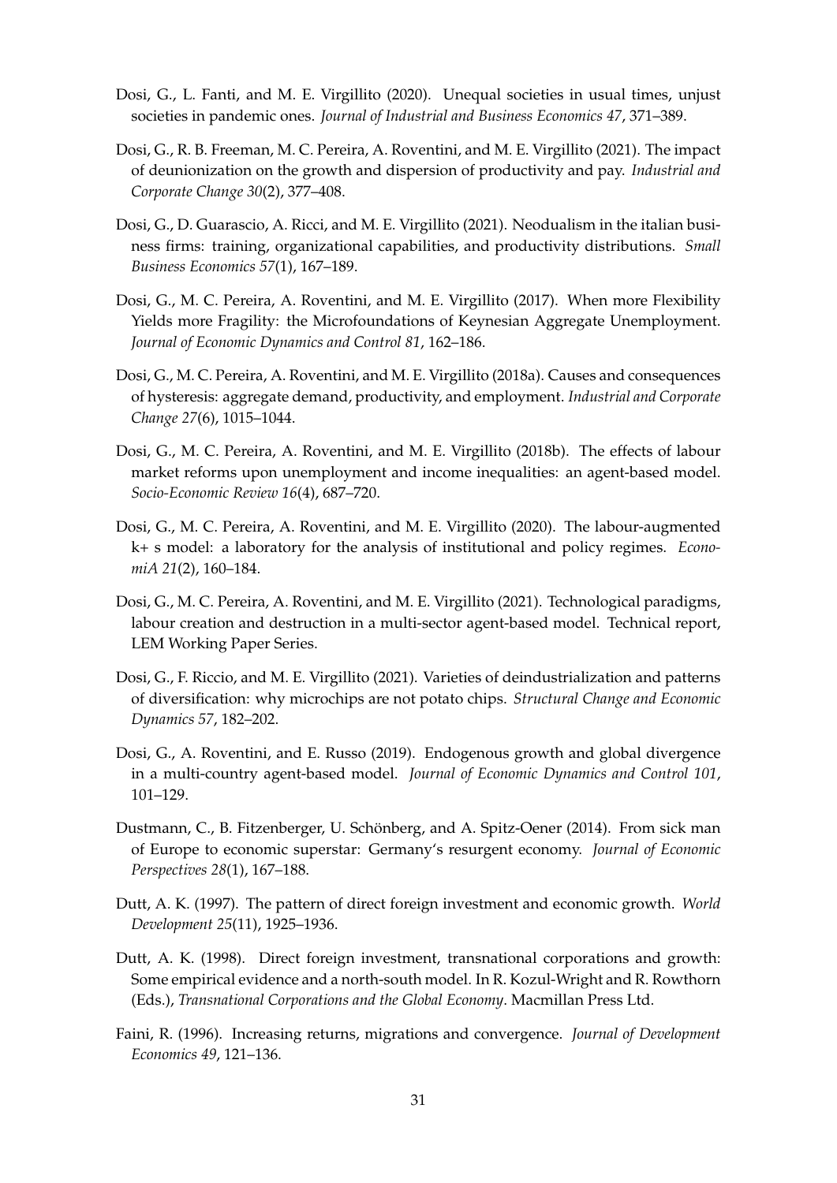Dosi, G., L. Fanti, and M. E. Virgillito (2020). Unequal societies in usual times, unjust societies in pandemic ones. *Journal of Industrial and Business Economics 47*, 371–389.

Dosi, G., R. B. Freeman, M. C. Pereira, A. Roventini, and M. E. Virgillito (2021). The impact of deunionization on the growth and dispersion of productivity and pay. *Industrial and Corporate Change 30*(2), 377–408.

Dosi, G., D. Guarascio, A. Ricci, and M. E. Virgillito (2021). Neodualism in the italian business firms: training, organizational capabilities, and productivity distributions. *Small Business Economics 57*(1), 167–189.

Dosi, G., M. C. Pereira, A. Roventini, and M. E. Virgillito (2017). When more Flexibility Yields more Fragility: the Microfoundations of Keynesian Aggregate Unemployment. *Journal of Economic Dynamics and Control 81*, 162–186.

Dosi, G., M. C. Pereira, A. Roventini, and M. E. Virgillito (2018a). Causes and consequences of hysteresis: aggregate demand, productivity, and employment. *Industrial and Corporate Change 27*(6), 1015–1044.

Dosi, G., M. C. Pereira, A. Roventini, and M. E. Virgillito (2018b). The effects of labour market reforms upon unemployment and income inequalities: an agent-based model. *Socio-Economic Review 16*(4), 687–720.

Dosi, G., M. C. Pereira, A. Roventini, and M. E. Virgillito (2020). The labour-augmented k+ s model: a laboratory for the analysis of institutional and policy regimes. *EconomiA 21*(2), 160–184.

Dosi, G., M. C. Pereira, A. Roventini, and M. E. Virgillito (2021). Technological paradigms, labour creation and destruction in a multi-sector agent-based model. Technical report, LEM Working Paper Series.

Dosi, G., F. Riccio, and M. E. Virgillito (2021). Varieties of deindustrialization and patterns of diversification: why microchips are not potato chips. *Structural Change and Economic Dynamics 57*, 182–202.

Dosi, G., A. Roventini, and E. Russo (2019). Endogenous growth and global divergence in a multi-country agent-based model. *Journal of Economic Dynamics and Control 101*, 101–129.

Dustmann, C., B. Fitzenberger, U. Schönberg, and A. Spitz-Oener (2014). From sick man of Europe to economic superstar: Germany's resurgent economy. *Journal of Economic Perspectives 28*(1), 167–188.

Dutt, A. K. (1997). The pattern of direct foreign investment and economic growth. *World Development 25*(11), 1925–1936.

Dutt, A. K. (1998). Direct foreign investment, transnational corporations and growth: Some empirical evidence and a north-south model. In R. Kozul-Wright and R. Rowthorn (Eds.), *Transnational Corporations and the Global Economy*. Macmillan Press Ltd.

Faini, R. (1996). Increasing returns, migrations and convergence. *Journal of Development Economics 49*, 121–136.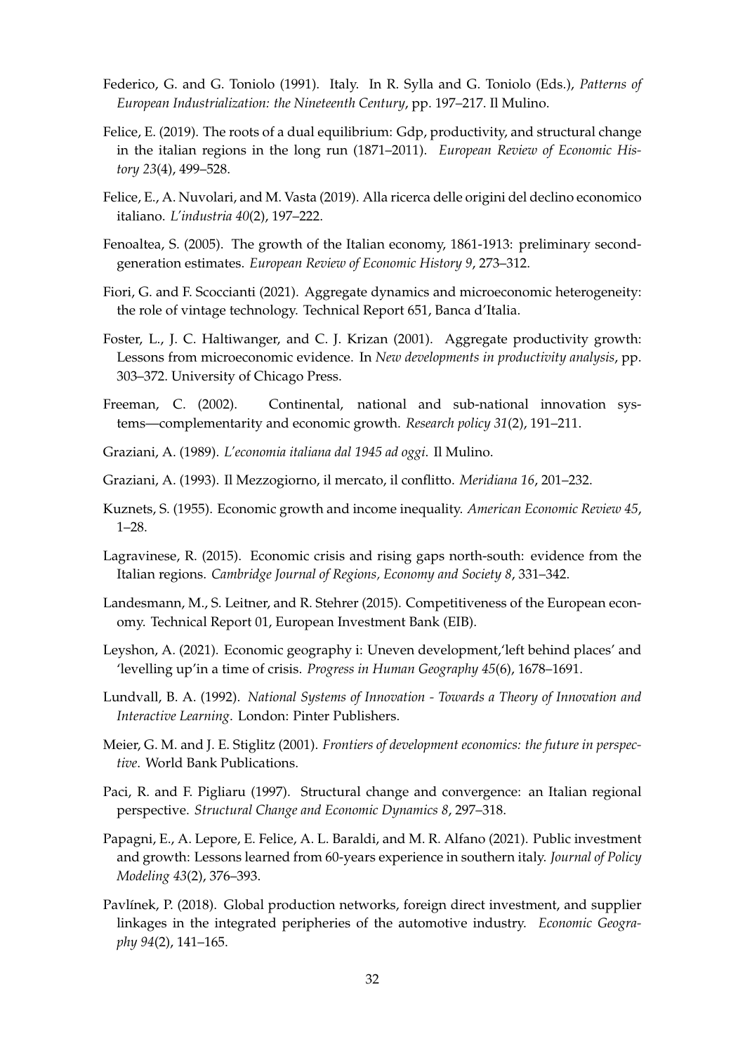Federico, G. and G. Toniolo (1991). Italy. In R. Sylla and G. Toniolo (Eds.), *Patterns of European Industrialization: the Nineteenth Century*, pp. 197–217. Il Mulino.

Felice, E. (2019). The roots of a dual equilibrium: Gdp, productivity, and structural change in the italian regions in the long run (1871–2011). *European Review of Economic History 23*(4), 499–528.

Felice, E., A. Nuvolari, and M. Vasta (2019). Alla ricerca delle origini del declino economico italiano. *L'industria 40*(2), 197–222.

Fenoaltea, S. (2005). The growth of the Italian economy, 1861-1913: preliminary second-generation estimates. *European Review of Economic History 9*, 273–312.

Fiori, G. and F. Scoccianti (2021). Aggregate dynamics and microeconomic heterogeneity: the role of vintage technology. Technical Report 651, Banca d'Italia.

Foster, L., J. C. Haltiwanger, and C. J. Krizan (2001). Aggregate productivity growth: Lessons from microeconomic evidence. In *New developments in productivity analysis*, pp. 303–372. University of Chicago Press.

Freeman, C. (2002). Continental, national and sub-national innovation systems—complementarity and economic growth. *Research policy 31*(2), 191–211.

Graziani, A. (1989). *L'economia italiana dal 1945 ad oggi*. Il Mulino.

Graziani, A. (1993). Il Mezzogiorno, il mercato, il conflitto. *Meridiana 16*, 201–232.

Kuznets, S. (1955). Economic growth and income inequality. *American Economic Review 45*, 1–28.

Lagravinese, R. (2015). Economic crisis and rising gaps north-south: evidence from the Italian regions. *Cambridge Journal of Regions, Economy and Society 8*, 331–342.

Landesmann, M., S. Leitner, and R. Stehrer (2015). Competitiveness of the European economy. Technical Report 01, European Investment Bank (EIB).

Leyshon, A. (2021). Economic geography i: Uneven development,'left behind places' and 'levelling up'in a time of crisis. *Progress in Human Geography 45*(6), 1678–1691.

Lundvall, B. A. (1992). *National Systems of Innovation - Towards a Theory of Innovation and Interactive Learning*. London: Pinter Publishers.

Meier, G. M. and J. E. Stiglitz (2001). *Frontiers of development economics: the future in perspective*. World Bank Publications.

Paci, R. and F. Pigliaru (1997). Structural change and convergence: an Italian regional perspective. *Structural Change and Economic Dynamics 8*, 297–318.

Papagni, E., A. Lepore, E. Felice, A. L. Baraldi, and M. R. Alfano (2021). Public investment and growth: Lessons learned from 60-years experience in southern italy. *Journal of Policy Modeling 43*(2), 376–393.

Pavlínek, P. (2018). Global production networks, foreign direct investment, and supplier linkages in the integrated peripheries of the automotive industry. *Economic Geography 94*(2), 141–165.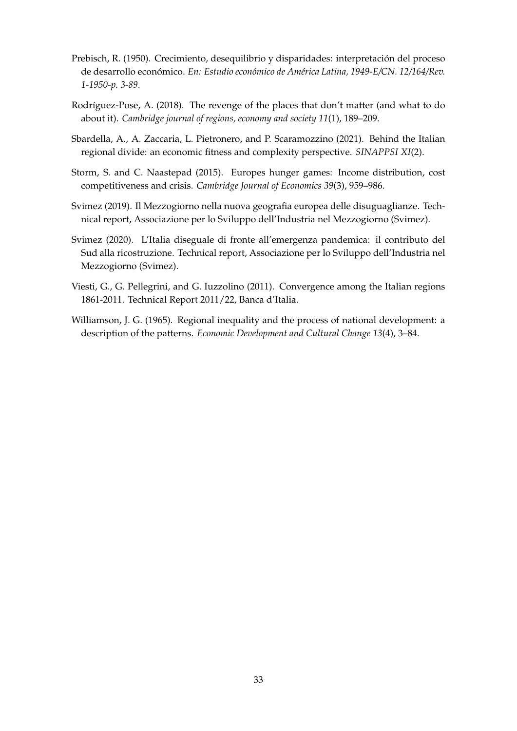Prebisch, R. (1950). Crecimiento, desequilibrio y disparidades: interpretación del proceso de desarrollo económico. *En: Estudio económico de América Latina, 1949-E/CN. 12/164/Rev. 1-1950-p. 3-89*.

Rodríguez-Pose, A. (2018). The revenge of the places that don't matter (and what to do about it). *Cambridge journal of regions, economy and society 11*(1), 189–209.

Sbardella, A., A. Zaccaria, L. Pietronero, and P. Scaramozzino (2021). Behind the Italian regional divide: an economic fitness and complexity perspective. *SINAPPSI XI*(2).

Storm, S. and C. Naastepad (2015). Europes hunger games: Income distribution, cost competitiveness and crisis. *Cambridge Journal of Economics 39*(3), 959–986.

Svimez (2019). Il Mezzogiorno nella nuova geografia europea delle disuguaglianze. Technical report, Associazione per lo Sviluppo dell'Industria nel Mezzogiorno (Svimez).

Svimez (2020). L'Italia diseguale di fronte all'emergenza pandemica: il contributo del Sud alla ricostruzione. Technical report, Associazione per lo Sviluppo dell'Industria nel Mezzogiorno (Svimez).

Viesti, G., G. Pellegrini, and G. Iuzzolino (2011). Convergence among the Italian regions 1861-2011. Technical Report 2011/22, Banca d'Italia.

Williamson, J. G. (1965). Regional inequality and the process of national development: a description of the patterns. *Economic Development and Cultural Change 13*(4), 3–84.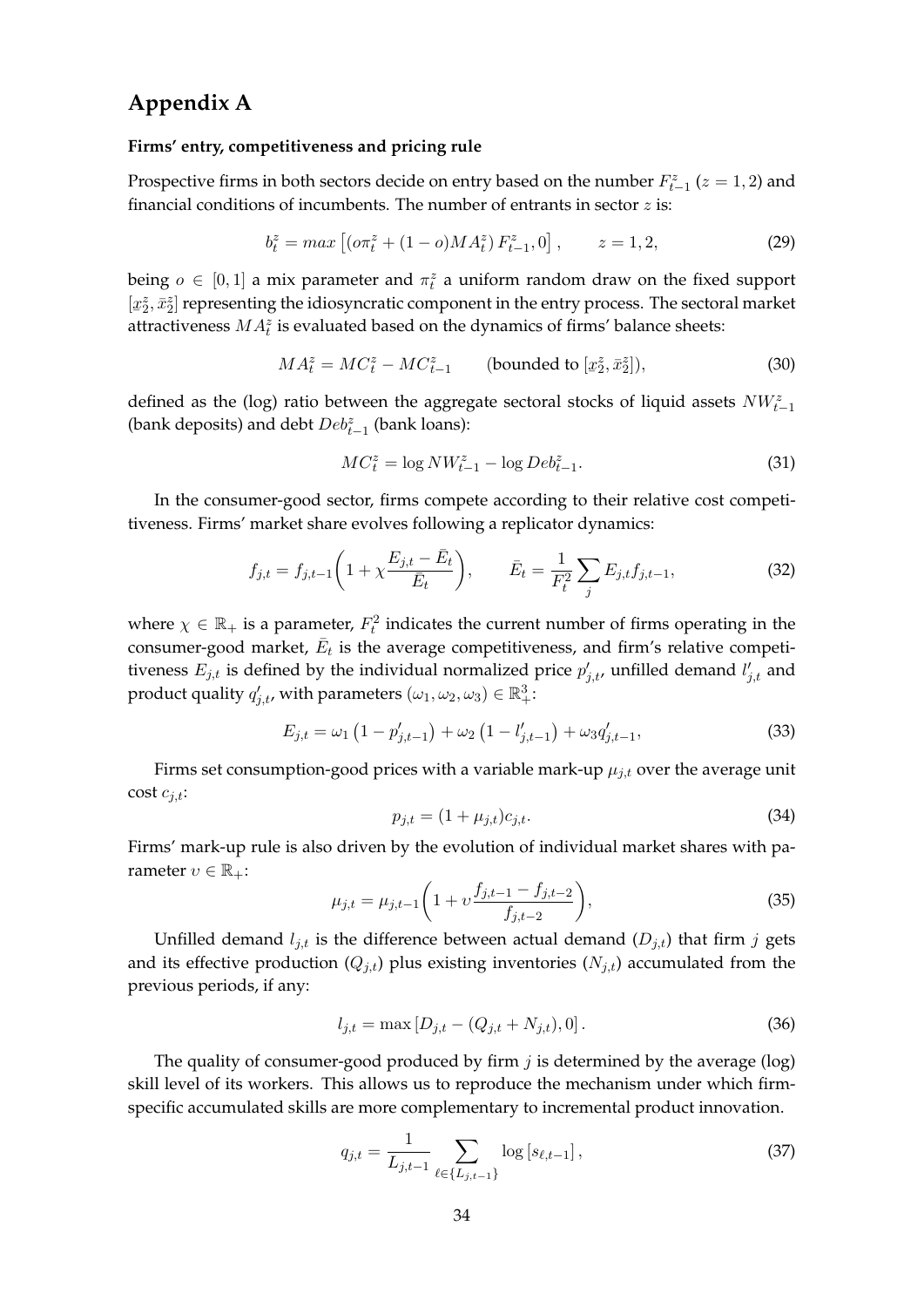# Appendix A

**Firms' entry, competitiveness and pricing rule**

Prospective firms in both sectors decide on entry based on the number $F^z_{t-1}$ ($z = 1, 2$) and financial conditions of incumbents. The number of entrants in sector $z$ is:

$$b^z_t = max\left[(o\pi^z_t + (1-o)MA^z_t)\, F^z_{t-1}, 0\right], \qquad z = 1, 2, \tag{29}$$

being $o \in [0, 1]$ a mix parameter and $\pi^z_t$ a uniform random draw on the fixed support $[\underline{x}^z_2, \bar{x}^z_2]$ representing the idiosyncratic component in the entry process. The sectoral market attractiveness $MA^z_t$ is evaluated based on the dynamics of firms' balance sheets:

$$MA^z_t = MC^z_t - MC^z_{t-1} \qquad \text{(bounded to } [\underline{x}^z_2, \bar{x}^z_2]), \tag{30}$$

defined as the (log) ratio between the aggregate sectoral stocks of liquid assets $NW^z_{t-1}$ (bank deposits) and debt $Deb^z_{t-1}$ (bank loans):

$$MC^z_t = \log NW^z_{t-1} - \log Deb^z_{t-1}. \tag{31}$$

In the consumer-good sector, firms compete according to their relative cost competitiveness. Firms' market share evolves following a replicator dynamics:

$$f_{j,t} = f_{j,t-1}\left(1 + \chi \frac{E_{j,t} - \bar{E}_t}{\bar{E}_t}\right), \qquad \bar{E}_t = \frac{1}{F^2_t}\sum_j E_{j,t} f_{j,t-1}, \tag{32}$$

where $\chi \in \mathbb{R}_+$ is a parameter, $F^2_t$ indicates the current number of firms operating in the consumer-good market, $\bar{E}_t$ is the average competitiveness, and firm's relative competitiveness $E_{j,t}$ is defined by the individual normalized price $p'_{j,t}$, unfilled demand $l'_{j,t}$ and product quality $q'_{j,t}$, with parameters $(\omega_1, \omega_2, \omega_3) \in \mathbb{R}^3_+$:

$$E_{j,t} = \omega_1\left(1 - p'_{j,t-1}\right) + \omega_2\left(1 - l'_{j,t-1}\right) + \omega_3 q'_{j,t-1}, \tag{33}$$

Firms set consumption-good prices with a variable mark-up $\mu_{j,t}$ over the average unit cost $c_{j,t}$:

$$p_{j,t} = (1 + \mu_{j,t})c_{j,t}. \tag{34}$$

Firms' mark-up rule is also driven by the evolution of individual market shares with parameter $\upsilon \in \mathbb{R}_+$:

$$\mu_{j,t} = \mu_{j,t-1}\left(1 + \upsilon \frac{f_{j,t-1} - f_{j,t-2}}{f_{j,t-2}}\right), \tag{35}$$

Unfilled demand $l_{j,t}$ is the difference between actual demand ($D_{j,t}$) that firm $j$ gets and its effective production ($Q_{j,t}$) plus existing inventories ($N_{j,t}$) accumulated from the previous periods, if any:

$$l_{j,t} = \max\left[D_{j,t} - (Q_{j,t} + N_{j,t}), 0\right]. \tag{36}$$

The quality of consumer-good produced by firm $j$ is determined by the average (log) skill level of its workers. This allows us to reproduce the mechanism under which firm-specific accumulated skills are more complementary to incremental product innovation.

$$q_{j,t} = \frac{1}{L_{j,t-1}} \sum_{\ell \in \{L_{j,t-1}\}} \log\left[s_{\ell,t-1}\right], \tag{37}$$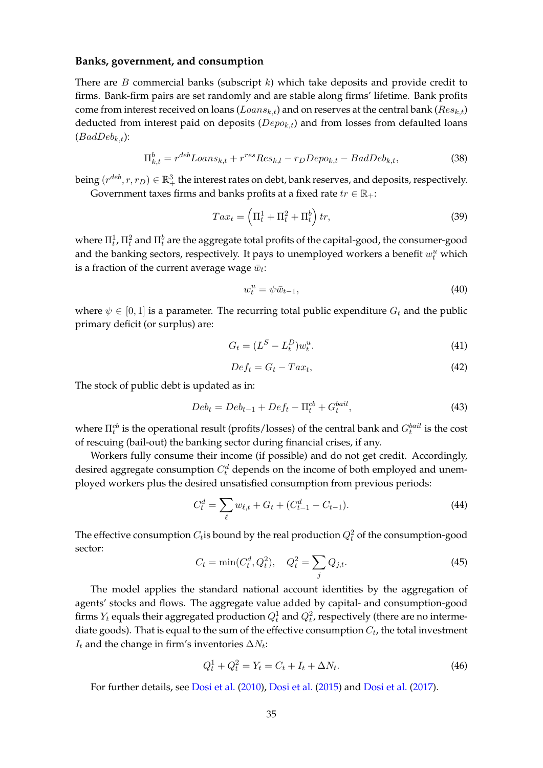**Banks, government, and consumption**

There are $B$ commercial banks (subscript $k$) which take deposits and provide credit to firms. Bank-firm pairs are set randomly and are stable along firms' lifetime. Bank profits come from interest received on loans ($Loans_{k,t}$) and on reserves at the central bank ($Res_{k,t}$) deducted from interest paid on deposits ($Depo_{k,t}$) and from losses from defaulted loans ($BadDeb_{k,t}$):

$$\Pi^b_{k,t} = r^{deb} Loans_{k,t} + r^{res} Res_{k,l} - r_D Depo_{k,t} - BadDeb_{k,t}, \tag{38}$$

being $(r^{deb}, r, r_D) \in \mathbb{R}^3_+$ the interest rates on debt, bank reserves, and deposits, respectively.

Government taxes firms and banks profits at a fixed rate $tr \in \mathbb{R}_+$:

$$Tax_t = \left(\Pi^1_t + \Pi^2_t + \Pi^b_t\right) tr, \tag{39}$$

where $\Pi^1_t$, $\Pi^2_t$ and $\Pi^b_t$ are the aggregate total profits of the capital-good, the consumer-good and the banking sectors, respectively. It pays to unemployed workers a benefit $w^u_t$ which is a fraction of the current average wage $\bar{w}_t$:

$$w^u_t = \psi \bar{w}_{t-1}, \tag{40}$$

where $\psi \in [0, 1]$ is a parameter. The recurring total public expenditure $G_t$ and the public primary deficit (or surplus) are:

$$G_t = (L^S - L^D_t) w^u_t. \tag{41}$$

$$Def_t = G_t - Tax_t, \tag{42}$$

The stock of public debt is updated as in:

$$Deb_t = Deb_{t-1} + Def_t - \Pi^{cb}_t + G^{bail}_t, \tag{43}$$

where $\Pi^{cb}_t$ is the operational result (profits/losses) of the central bank and $G^{bail}_t$ is the cost of rescuing (bail-out) the banking sector during financial crises, if any.

Workers fully consume their income (if possible) and do not get credit. Accordingly, desired aggregate consumption $C^d_t$ depends on the income of both employed and unemployed workers plus the desired unsatisfied consumption from previous periods:

$$C^d_t = \sum_{\ell} w_{\ell,t} + G_t + (C^d_{t-1} - C_{t-1}). \tag{44}$$

The effective consumption $C_t$is bound by the real production $Q^2_t$ of the consumption-good sector:

$$C_t = \min(C^d_t, Q^2_t), \quad Q^2_t = \sum_j Q_{j,t}. \tag{45}$$

The model applies the standard national account identities by the aggregation of agents' stocks and flows. The aggregate value added by capital- and consumption-good firms $Y_t$ equals their aggregated production $Q^1_t$ and $Q^2_t$, respectively (there are no intermediate goods). That is equal to the sum of the effective consumption $C_t$, the total investment $I_t$ and the change in firm's inventories $\Delta N_t$:

$$Q^1_t + Q^2_t = Y_t = C_t + I_t + \Delta N_t. \tag{46}$$

For further details, see Dosi et al. (2010), Dosi et al. (2015) and Dosi et al. (2017).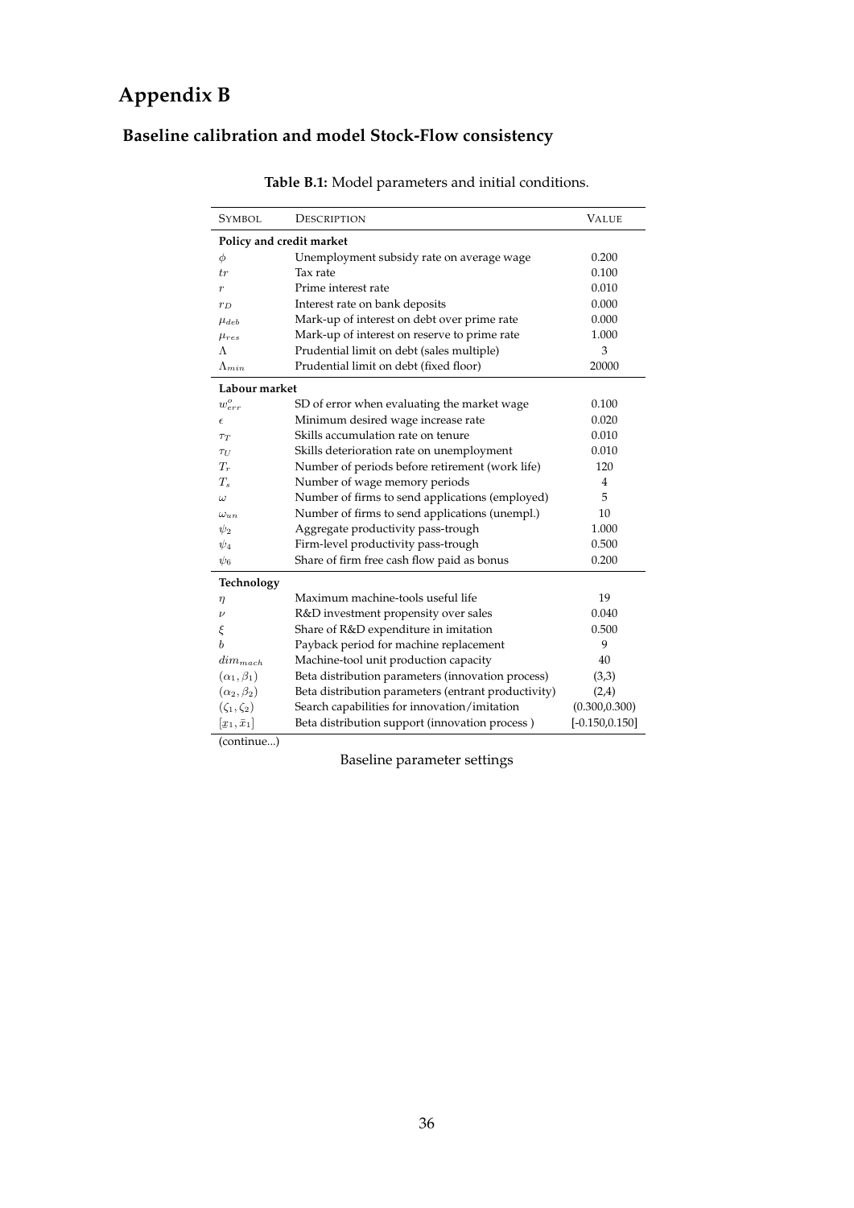# Appendix B

## Baseline calibration and model Stock-Flow consistency

**Table B.1:** Model parameters and initial conditions.

| SYMBOL | DESCRIPTION | VALUE |
|---|---|---|
| **Policy and credit market** | | |
| $\phi$ | Unemployment subsidy rate on average wage | 0.200 |
| $tr$ | Tax rate | 0.100 |
| $r$ | Prime interest rate | 0.010 |
| $r_D$ | Interest rate on bank deposits | 0.000 |
| $\mu_{deb}$ | Mark-up of interest on debt over prime rate | 0.000 |
| $\mu_{res}$ | Mark-up of interest on reserve to prime rate | 1.000 |
| $\Lambda$ | Prudential limit on debt (sales multiple) | 3 |
| $\Lambda_{min}$ | Prudential limit on debt (fixed floor) | 20000 |
| **Labour market** | | |
| $w^o_{err}$ | SD of error when evaluating the market wage | 0.100 |
| $\epsilon$ | Minimum desired wage increase rate | 0.020 |
| $\tau_T$ | Skills accumulation rate on tenure | 0.010 |
| $\tau_U$ | Skills deterioration rate on unemployment | 0.010 |
| $T_r$ | Number of periods before retirement (work life) | 120 |
| $T_s$ | Number of wage memory periods | 4 |
| $\omega$ | Number of firms to send applications (employed) | 5 |
| $\omega_{un}$ | Number of firms to send applications (unempl.) | 10 |
| $\psi_2$ | Aggregate productivity pass-trough | 1.000 |
| $\psi_4$ | Firm-level productivity pass-trough | 0.500 |
| $\psi_6$ | Share of firm free cash flow paid as bonus | 0.200 |
| **Technology** | | |
| $\eta$ | Maximum machine-tools useful life | 19 |
| $\nu$ | R&D investment propensity over sales | 0.040 |
| $\xi$ | Share of R&D expenditure in imitation | 0.500 |
| $b$ | Payback period for machine replacement | 9 |
| $dim_{mach}$ | Machine-tool unit production capacity | 40 |
| $(\alpha_1, \beta_1)$ | Beta distribution parameters (innovation process) | (3,3) |
| $(\alpha_2, \beta_2)$ | Beta distribution parameters (entrant productivity) | (2,4) |
| $(\zeta_1, \zeta_2)$ | Search capabilities for innovation/imitation | (0.300,0.300) |
| $[\underline{x}_1, \bar{x}_1]$ | Beta distribution support (innovation process ) | [-0.150,0.150] |

(continue...)

Baseline parameter settings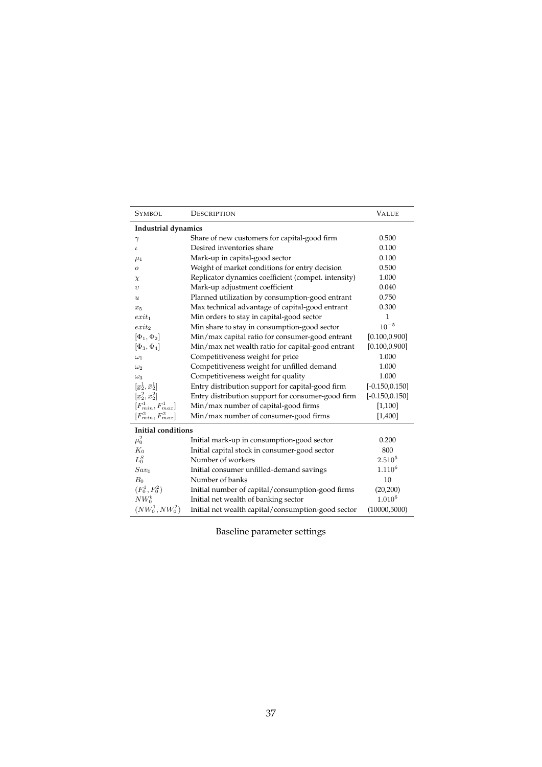| Symbol | Description | Value |
|---|---|---|
| **Industrial dynamics** | | |
| $\gamma$ | Share of new customers for capital-good firm | 0.500 |
| $\iota$ | Desired inventories share | 0.100 |
| $\mu_1$ | Mark-up in capital-good sector | 0.100 |
| $o$ | Weight of market conditions for entry decision | 0.500 |
| $\chi$ | Replicator dynamics coefficient (compet. intensity) | 1.000 |
| $\upsilon$ | Mark-up adjustment coefficient | 0.040 |
| $u$ | Planned utilization by consumption-good entrant | 0.750 |
| $x_5$ | Max technical advantage of capital-good entrant | 0.300 |
| $exit_1$ | Min orders to stay in capital-good sector | 1 |
| $exit_2$ | Min share to stay in consumption-good sector | $10^{-5}$ |
| $[\Phi_1, \Phi_2]$ | Min/max capital ratio for consumer-good entrant | [0.100,0.900] |
| $[\Phi_3, \Phi_4]$ | Min/max net wealth ratio for capital-good entrant | [0.100,0.900] |
| $\omega_1$ | Competitiveness weight for price | 1.000 |
| $\omega_2$ | Competitiveness weight for unfilled demand | 1.000 |
| $\omega_3$ | Competitiveness weight for quality | 1.000 |
| $[\underline{x}_2^1, \bar{x}_2^1]$ | Entry distribution support for capital-good firm | [-0.150,0.150] |
| $[\underline{x}_2^2, \bar{x}_2^2]$ | Entry distribution support for consumer-good firm | [-0.150,0.150] |
| $[F_{min}^1, F_{max}^1]$ | Min/max number of capital-good firms | [1,100] |
| $[F_{min}^2, F_{max}^2]$ | Min/max number of consumer-good firms | [1,400] |
| **Initial conditions** | | |
| $\mu_0^2$ | Initial mark-up in consumption-good sector | 0.200 |
| $K_0$ | Initial capital stock in consumer-good sector | 800 |
| $L_0^S$ | Number of workers | $2.510^5$ |
| $Sav_0$ | Initial consumer unfilled-demand savings | $1.110^6$ |
| $B_0$ | Number of banks | 10 |
| $(F_0^1, F_0^2)$ | Initial number of capital/consumption-good firms | (20,200) |
| $NW_0^b$ | Initial net wealth of banking sector | $1.010^6$ |
| $(NW_0^1, NW_0^2)$ | Initial net wealth capital/consumption-good sector | (10000,5000) |

Baseline parameter settings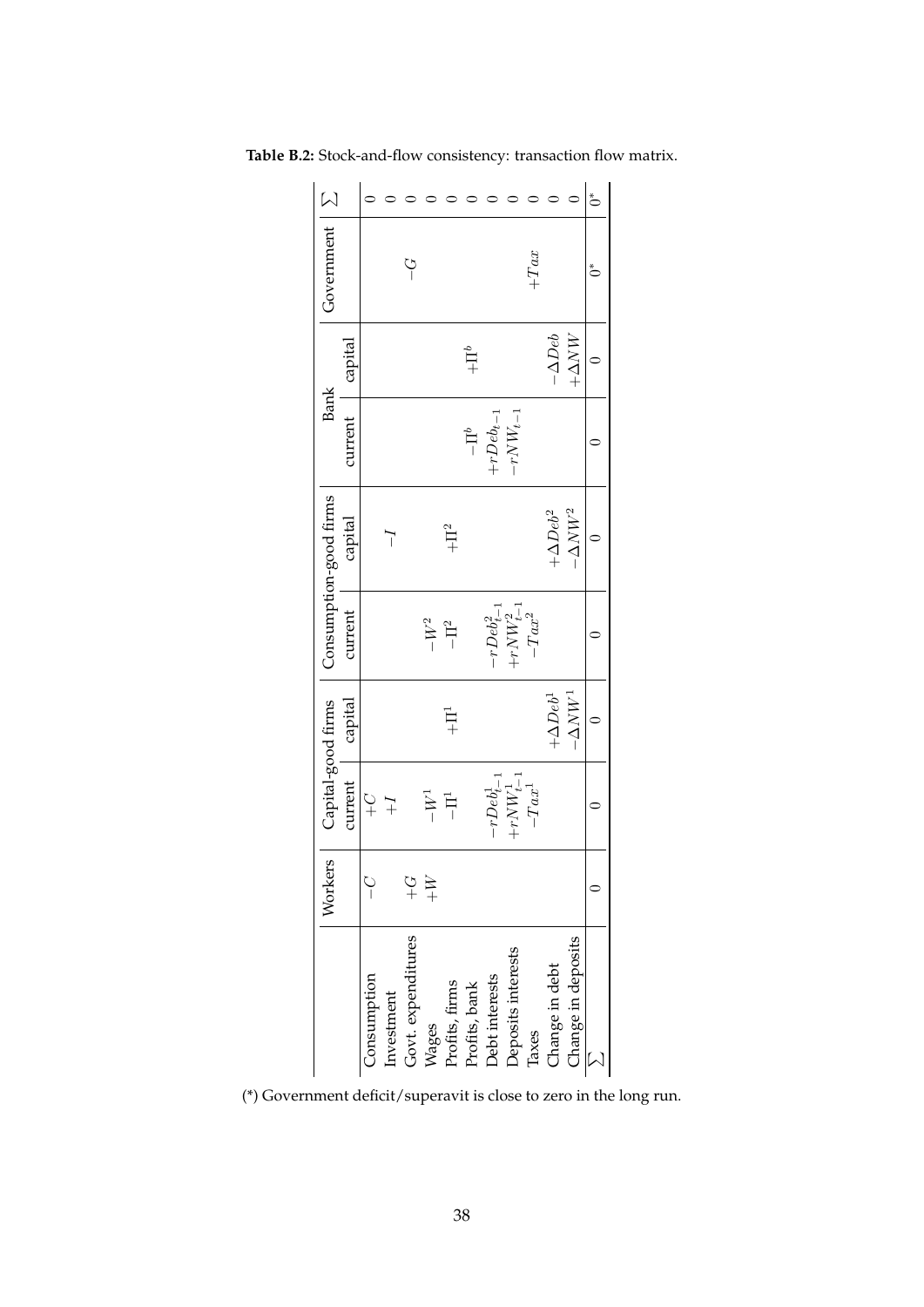**Table B.2:** Stock-and-flow consistency: transaction flow matrix.

| | Workers | Capital-good firms | | Consumption-good firms | | Bank | | Government | $\sum$ |
|---|---|---|---|---|---|---|---|---|---|
| | | current | capital | current | capital | current | capital | | |
| Consumption | $-C$ | $+C$ | | | | | | | 0 |
| Investment | | $+I$ | | | $-I$ | | | | 0 |
| Govt. expenditures | $+G$ | | | | | | | $-G$ | 0 |
| Wages | $+W$ | $-W^1$ | | $-W^2$ | | | | | 0 |
| Profits, firms | | $-\Pi^1$ | $+\Pi^1$ | $-\Pi^2$ | $+\Pi^2$ | | | | 0 |
| Profits, bank | | | | | | $-\Pi^b$ | $+\Pi^b$ | | 0 |
| Debt interests | | $-rDeb^1_{t-1}$ | | $-rDeb^2_{t-1}$ | | $+rDeb_{t-1}$ | | | 0 |
| Deposits interests | | $+rNW^1_{t-1}$ | | $+rNW^2_{t-1}$ | | $-rNW_{t-1}$ | | | 0 |
| Taxes | | $-Tax^1$ | | $-Tax^2$ | | | | $+Tax$ | 0 |
| Change in debt | | | $+\Delta Deb^1$ | | $+\Delta Deb^2$ | | $-\Delta Deb$ | | 0 |
| Change in deposits | | | $-\Delta NW^1$ | | $-\Delta NW^2$ | | $+\Delta NW$ | | 0 |
| $\sum$ | 0 | 0 | 0 | 0 | 0 | 0 | 0 | 0* | 0* |

(*) Government deficit/superavit is close to zero in the long run.